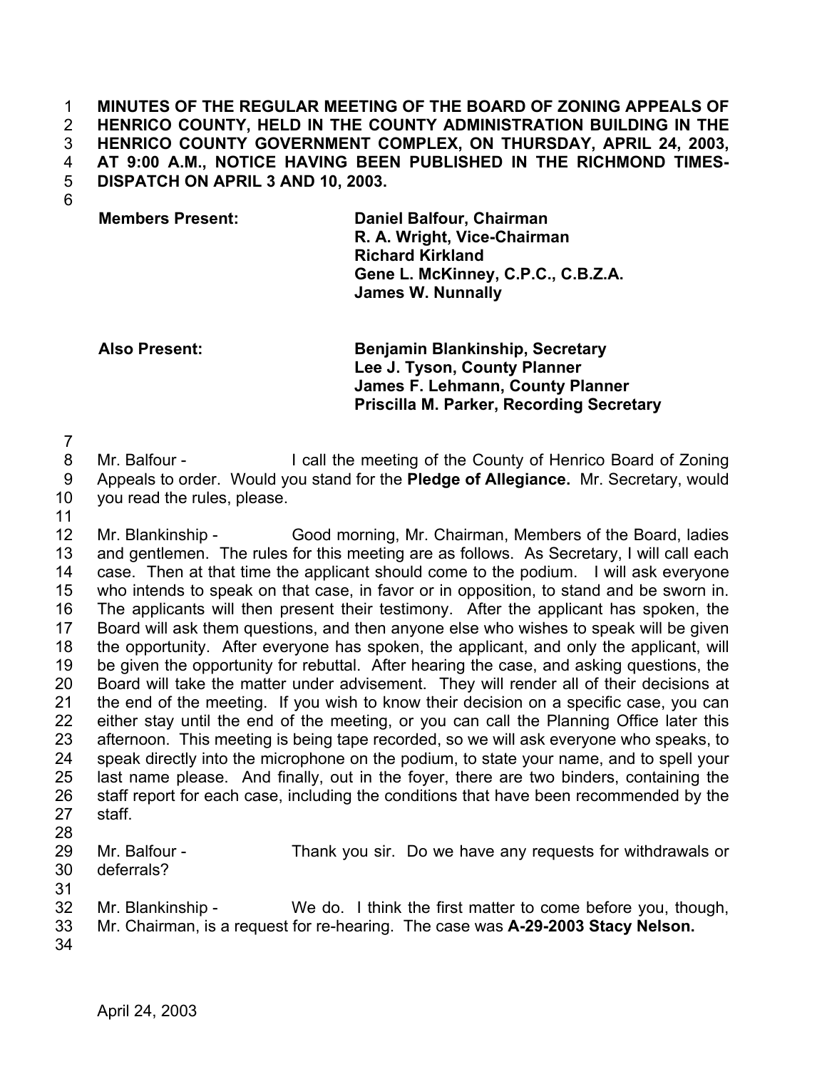**MINUTES OF THE REGULAR MEETING OF THE BOARD OF ZONING APPEALS OF HENRICO COUNTY, HELD IN THE COUNTY ADMINISTRATION BUILDING IN THE HENRICO COUNTY GOVERNMENT COMPLEX, ON THURSDAY, APRIL 24, 2003, AT 9:00 A.M., NOTICE HAVING BEEN PUBLISHED IN THE RICHMOND TIMES-DISPATCH ON APRIL 3 AND 10, 2003.**

| | |
|---|---|
| **Members Present:** | **Daniel Balfour, Chairman** |
| | **R. A. Wright, Vice-Chairman** |
| | **Richard Kirkland** |
| | **Gene L. McKinney, C.P.C., C.B.Z.A.** |
| | **James W. Nunnally** |
| | |
| **Also Present:** | **Benjamin Blankinship, Secretary** |
| | **Lee J. Tyson, County Planner** |
| | **James F. Lehmann, County Planner** |
| | **Priscilla M. Parker, Recording Secretary** |

Mr. Balfour - I call the meeting of the County of Henrico Board of Zoning Appeals to order. Would you stand for the **Pledge of Allegiance.** Mr. Secretary, would you read the rules, please.

Mr. Blankinship - Good morning, Mr. Chairman, Members of the Board, ladies and gentlemen. The rules for this meeting are as follows. As Secretary, I will call each case. Then at that time the applicant should come to the podium. I will ask everyone who intends to speak on that case, in favor or in opposition, to stand and be sworn in. The applicants will then present their testimony. After the applicant has spoken, the Board will ask them questions, and then anyone else who wishes to speak will be given the opportunity. After everyone has spoken, the applicant, and only the applicant, will be given the opportunity for rebuttal. After hearing the case, and asking questions, the Board will take the matter under advisement. They will render all of their decisions at the end of the meeting. If you wish to know their decision on a specific case, you can either stay until the end of the meeting, or you can call the Planning Office later this afternoon. This meeting is being tape recorded, so we will ask everyone who speaks, to speak directly into the microphone on the podium, to state your name, and to spell your last name please. And finally, out in the foyer, there are two binders, containing the staff report for each case, including the conditions that have been recommended by the staff.

Mr. Balfour - Thank you sir. Do we have any requests for withdrawals or deferrals?

Mr. Blankinship - We do. I think the first matter to come before you, though, Mr. Chairman, is a request for re-hearing. The case was **A-29-2003 Stacy Nelson.**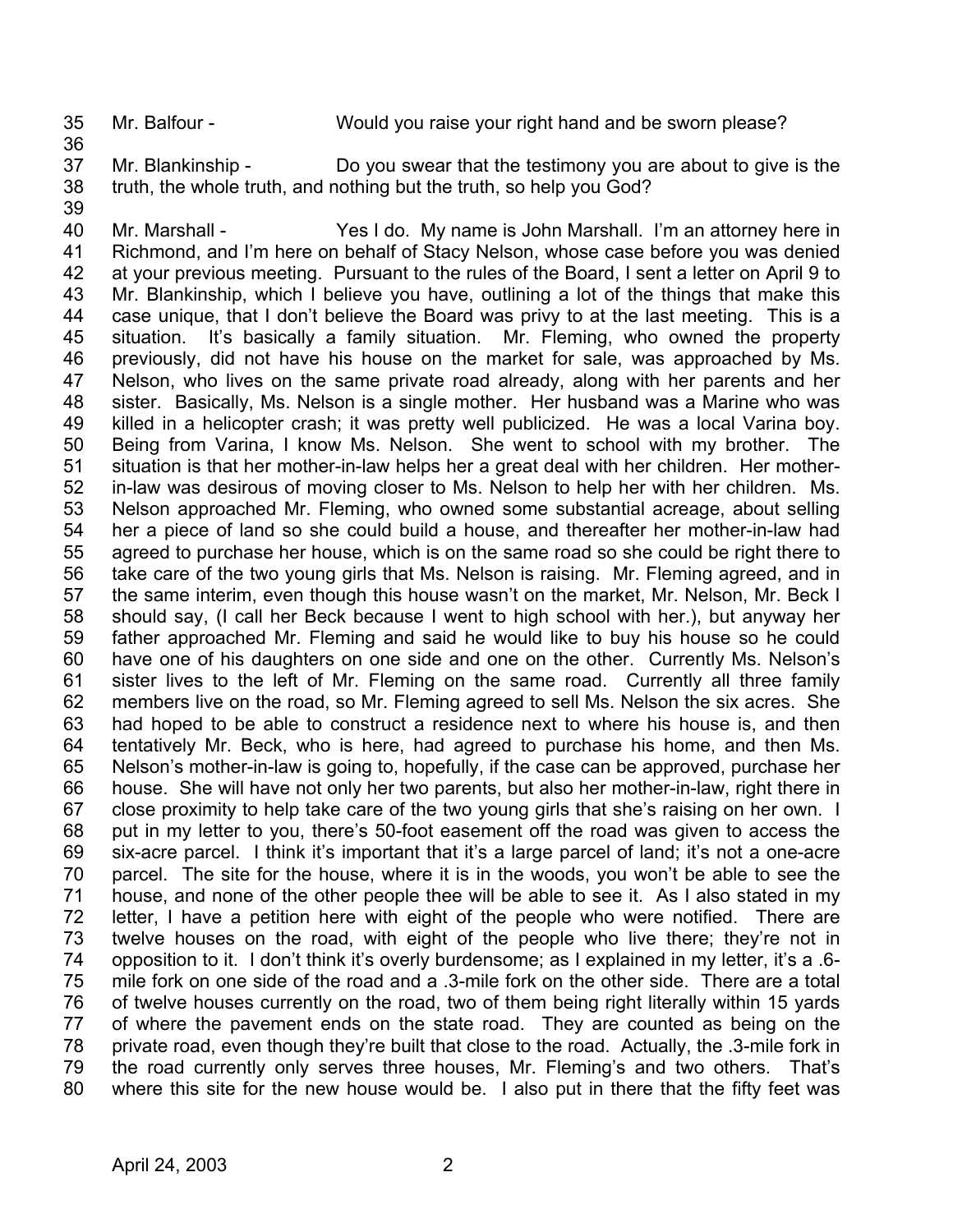Mr. Balfour - Would you raise your right hand and be sworn please?

Mr. Blankinship - Do you swear that the testimony you are about to give is the truth, the whole truth, and nothing but the truth, so help you God?

Mr. Marshall - Yes I do. My name is John Marshall. I'm an attorney here in Richmond, and I'm here on behalf of Stacy Nelson, whose case before you was denied at your previous meeting. Pursuant to the rules of the Board, I sent a letter on April 9 to Mr. Blankinship, which I believe you have, outlining a lot of the things that make this case unique, that I don't believe the Board was privy to at the last meeting. This is a situation. It's basically a family situation. Mr. Fleming, who owned the property previously, did not have his house on the market for sale, was approached by Ms. Nelson, who lives on the same private road already, along with her parents and her sister. Basically, Ms. Nelson is a single mother. Her husband was a Marine who was killed in a helicopter crash; it was pretty well publicized. He was a local Varina boy. Being from Varina, I know Ms. Nelson. She went to school with my brother. The situation is that her mother-in-law helps her a great deal with her children. Her mother-in-law was desirous of moving closer to Ms. Nelson to help her with her children. Ms. Nelson approached Mr. Fleming, who owned some substantial acreage, about selling her a piece of land so she could build a house, and thereafter her mother-in-law had agreed to purchase her house, which is on the same road so she could be right there to take care of the two young girls that Ms. Nelson is raising. Mr. Fleming agreed, and in the same interim, even though this house wasn't on the market, Mr. Nelson, Mr. Beck I should say, (I call her Beck because I went to high school with her.), but anyway her father approached Mr. Fleming and said he would like to buy his house so he could have one of his daughters on one side and one on the other. Currently Ms. Nelson's sister lives to the left of Mr. Fleming on the same road. Currently all three family members live on the road, so Mr. Fleming agreed to sell Ms. Nelson the six acres. She had hoped to be able to construct a residence next to where his house is, and then tentatively Mr. Beck, who is here, had agreed to purchase his home, and then Ms. Nelson's mother-in-law is going to, hopefully, if the case can be approved, purchase her house. She will have not only her two parents, but also her mother-in-law, right there in close proximity to help take care of the two young girls that she's raising on her own. I put in my letter to you, there's 50-foot easement off the road was given to access the six-acre parcel. I think it's important that it's a large parcel of land; it's not a one-acre parcel. The site for the house, where it is in the woods, you won't be able to see the house, and none of the other people thee will be able to see it. As I also stated in my letter, I have a petition here with eight of the people who were notified. There are twelve houses on the road, with eight of the people who live there; they're not in opposition to it. I don't think it's overly burdensome; as I explained in my letter, it's a .6-mile fork on one side of the road and a .3-mile fork on the other side. There are a total of twelve houses currently on the road, two of them being right literally within 15 yards of where the pavement ends on the state road. They are counted as being on the private road, even though they're built that close to the road. Actually, the .3-mile fork in the road currently only serves three houses, Mr. Fleming's and two others. That's where this site for the new house would be. I also put in there that the fifty feet was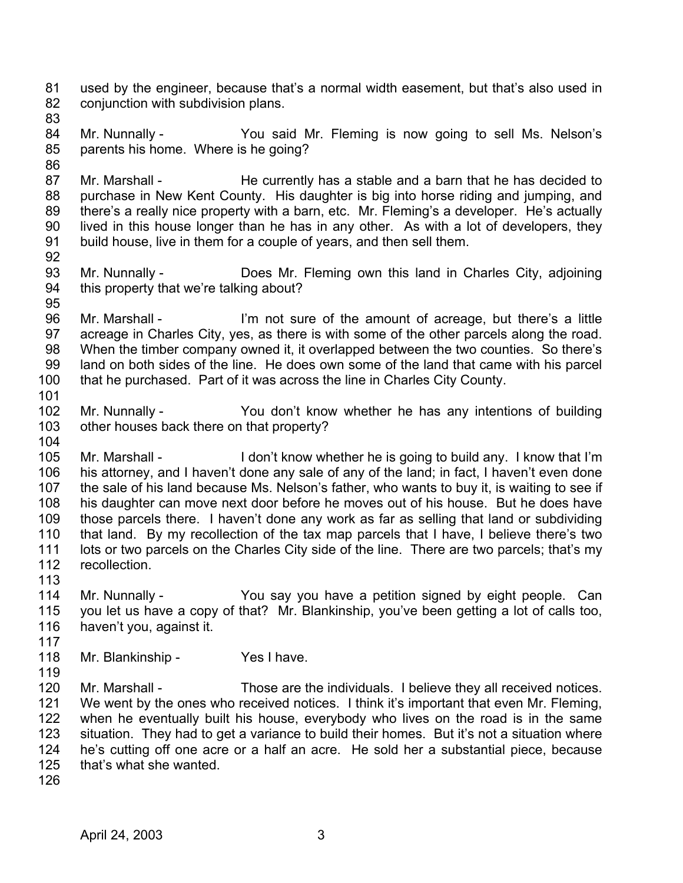used by the engineer, because that's a normal width easement, but that's also used in conjunction with subdivision plans.

Mr. Nunnally - You said Mr. Fleming is now going to sell Ms. Nelson's parents his home. Where is he going?

Mr. Marshall - He currently has a stable and a barn that he has decided to purchase in New Kent County. His daughter is big into horse riding and jumping, and there's a really nice property with a barn, etc. Mr. Fleming's a developer. He's actually lived in this house longer than he has in any other. As with a lot of developers, they build house, live in them for a couple of years, and then sell them.

Mr. Nunnally - Does Mr. Fleming own this land in Charles City, adjoining this property that we're talking about?

Mr. Marshall - I'm not sure of the amount of acreage, but there's a little acreage in Charles City, yes, as there is with some of the other parcels along the road. When the timber company owned it, it overlapped between the two counties. So there's land on both sides of the line. He does own some of the land that came with his parcel that he purchased. Part of it was across the line in Charles City County.

Mr. Nunnally - You don't know whether he has any intentions of building other houses back there on that property?

Mr. Marshall - I don't know whether he is going to build any. I know that I'm his attorney, and I haven't done any sale of any of the land; in fact, I haven't even done the sale of his land because Ms. Nelson's father, who wants to buy it, is waiting to see if his daughter can move next door before he moves out of his house. But he does have those parcels there. I haven't done any work as far as selling that land or subdividing that land. By my recollection of the tax map parcels that I have, I believe there's two lots or two parcels on the Charles City side of the line. There are two parcels; that's my recollection.

Mr. Nunnally - You say you have a petition signed by eight people. Can you let us have a copy of that? Mr. Blankinship, you've been getting a lot of calls too, haven't you, against it.

Mr. Blankinship - Yes I have.

Mr. Marshall - Those are the individuals. I believe they all received notices. We went by the ones who received notices. I think it's important that even Mr. Fleming, when he eventually built his house, everybody who lives on the road is in the same situation. They had to get a variance to build their homes. But it's not a situation where he's cutting off one acre or a half an acre. He sold her a substantial piece, because that's what she wanted.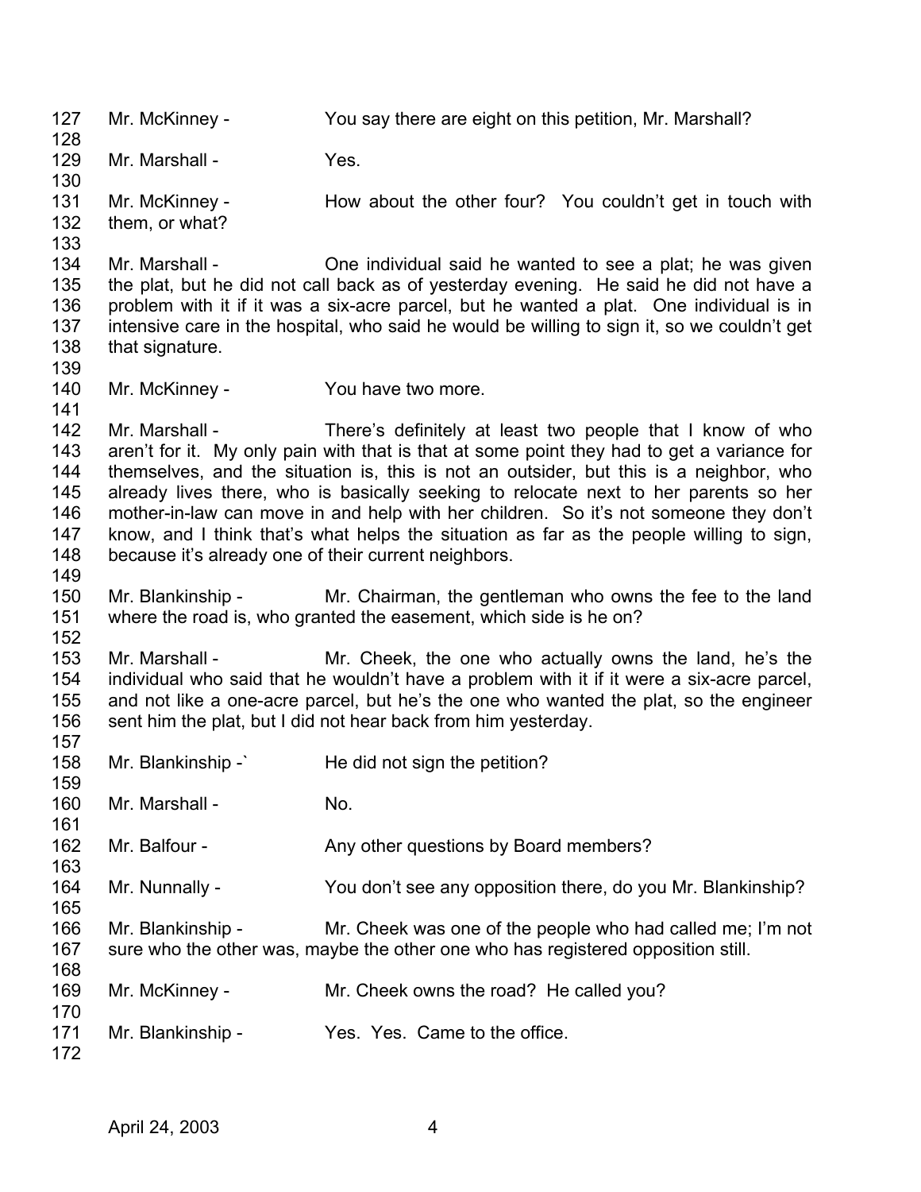127 Mr. McKinney - You say there are eight on this petition, Mr. Marshall?
128
129 Mr. Marshall - Yes.
130
131 Mr. McKinney - How about the other four? You couldn't get in touch with
132 them, or what?
133
134 Mr. Marshall - One individual said he wanted to see a plat; he was given
135 the plat, but he did not call back as of yesterday evening. He said he did not have a
136 problem with it if it was a six-acre parcel, but he wanted a plat. One individual is in
137 intensive care in the hospital, who said he would be willing to sign it, so we couldn't get
138 that signature.
139
140 Mr. McKinney - You have two more.
141
142 Mr. Marshall - There's definitely at least two people that I know of who
143 aren't for it. My only pain with that is that at some point they had to get a variance for
144 themselves, and the situation is, this is not an outsider, but this is a neighbor, who
145 already lives there, who is basically seeking to relocate next to her parents so her
146 mother-in-law can move in and help with her children. So it's not someone they don't
147 know, and I think that's what helps the situation as far as the people willing to sign,
148 because it's already one of their current neighbors.
149
150 Mr. Blankinship - Mr. Chairman, the gentleman who owns the fee to the land
151 where the road is, who granted the easement, which side is he on?
152
153 Mr. Marshall - Mr. Cheek, the one who actually owns the land, he's the
154 individual who said that he wouldn't have a problem with it if it were a six-acre parcel,
155 and not like a one-acre parcel, but he's the one who wanted the plat, so the engineer
156 sent him the plat, but I did not hear back from him yesterday.
157
158 Mr. Blankinship -` He did not sign the petition?
159
160 Mr. Marshall - No.
161
162 Mr. Balfour - Any other questions by Board members?
163
164 Mr. Nunnally - You don't see any opposition there, do you Mr. Blankinship?
165
166 Mr. Blankinship - Mr. Cheek was one of the people who had called me; I'm not
167 sure who the other was, maybe the other one who has registered opposition still.
168
169 Mr. McKinney - Mr. Cheek owns the road? He called you?
170
171 Mr. Blankinship - Yes. Yes. Came to the office.
172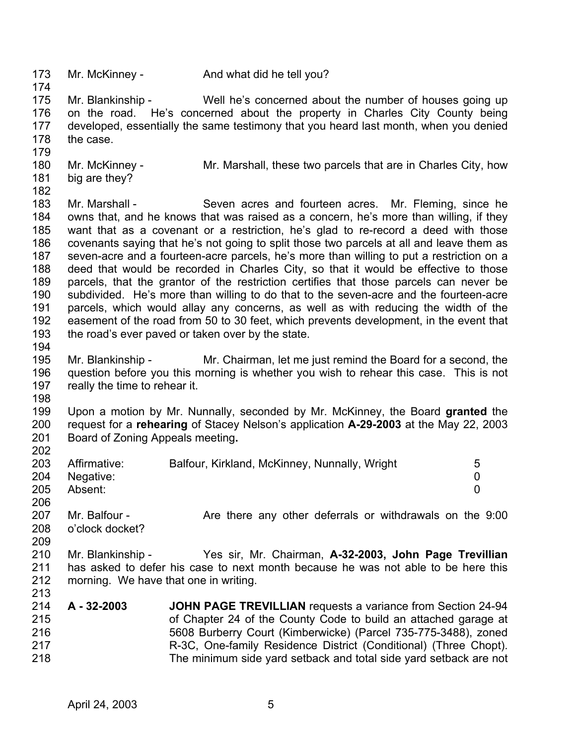Mr. McKinney - And what did he tell you?

Mr. Blankinship - Well he's concerned about the number of houses going up on the road. He's concerned about the property in Charles City County being developed, essentially the same testimony that you heard last month, when you denied the case.

Mr. McKinney - Mr. Marshall, these two parcels that are in Charles City, how big are they?

Mr. Marshall - Seven acres and fourteen acres. Mr. Fleming, since he owns that, and he knows that was raised as a concern, he's more than willing, if they want that as a covenant or a restriction, he's glad to re-record a deed with those covenants saying that he's not going to split those two parcels at all and leave them as seven-acre and a fourteen-acre parcels, he's more than willing to put a restriction on a deed that would be recorded in Charles City, so that it would be effective to those parcels, that the grantor of the restriction certifies that those parcels can never be subdivided. He's more than willing to do that to the seven-acre and the fourteen-acre parcels, which would allay any concerns, as well as with reducing the width of the easement of the road from 50 to 30 feet, which prevents development, in the event that the road's ever paved or taken over by the state.

Mr. Blankinship - Mr. Chairman, let me just remind the Board for a second, the question before you this morning is whether you wish to rehear this case. This is not really the time to rehear it.

Upon a motion by Mr. Nunnally, seconded by Mr. McKinney, the Board **granted** the request for a **rehearing** of Stacey Nelson's application **A-29-2003** at the May 22, 2003 Board of Zoning Appeals meeting**.**

| | | |
|---|---|---|
| Affirmative: | Balfour, Kirkland, McKinney, Nunnally, Wright | 5 |
| Negative: | | 0 |
| Absent: | | 0 |

Mr. Balfour - Are there any other deferrals or withdrawals on the 9:00 o'clock docket?

Mr. Blankinship - Yes sir, Mr. Chairman, **A-32-2003, John Page Trevillian** has asked to defer his case to next month because he was not able to be here this morning. We have that one in writing.

**A - 32-2003** **JOHN PAGE TREVILLIAN** requests a variance from Section 24-94 of Chapter 24 of the County Code to build an attached garage at 5608 Burberry Court (Kimberwicke) (Parcel 735-775-3488), zoned R-3C, One-family Residence District (Conditional) (Three Chopt). The minimum side yard setback and total side yard setback are not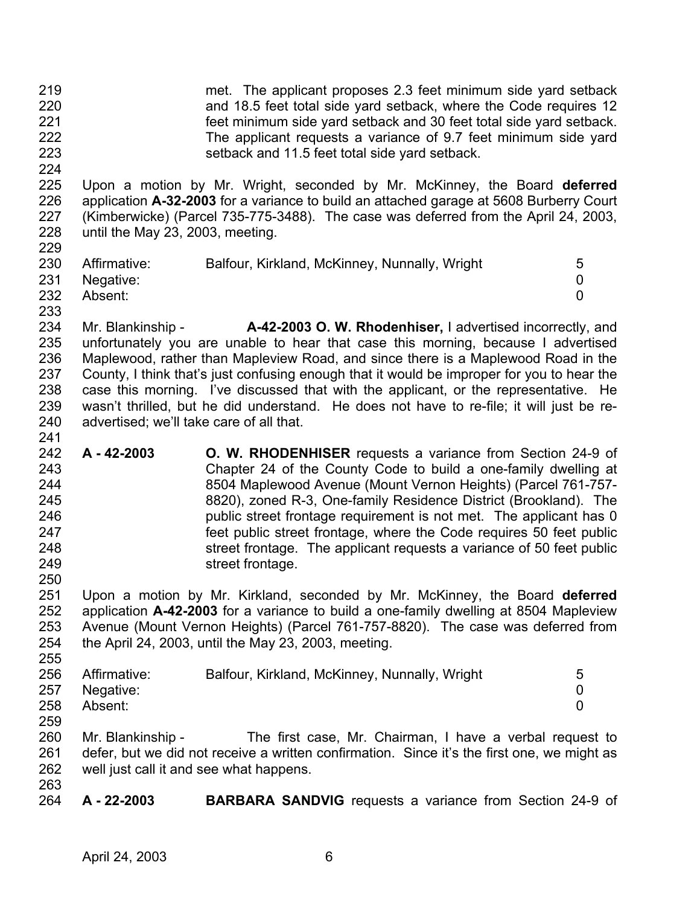met. The applicant proposes 2.3 feet minimum side yard setback and 18.5 feet total side yard setback, where the Code requires 12 feet minimum side yard setback and 30 feet total side yard setback. The applicant requests a variance of 9.7 feet minimum side yard setback and 11.5 feet total side yard setback.

Upon a motion by Mr. Wright, seconded by Mr. McKinney, the Board **deferred** application **A-32-2003** for a variance to build an attached garage at 5608 Burberry Court (Kimberwicke) (Parcel 735-775-3488). The case was deferred from the April 24, 2003, until the May 23, 2003, meeting.

| | | |
|---|---|---|
| Affirmative: | Balfour, Kirkland, McKinney, Nunnally, Wright | 5 |
| Negative: | | 0 |
| Absent: | | 0 |

Mr. Blankinship - **A-42-2003 O. W. Rhodenhiser,** I advertised incorrectly, and unfortunately you are unable to hear that case this morning, because I advertised Maplewood, rather than Mapleview Road, and since there is a Maplewood Road in the County, I think that's just confusing enough that it would be improper for you to hear the case this morning. I've discussed that with the applicant, or the representative. He wasn't thrilled, but he did understand. He does not have to re-file; it will just be re-advertised; we'll take care of all that.

**A - 42-2003** **O. W. RHODENHISER** requests a variance from Section 24-9 of Chapter 24 of the County Code to build a one-family dwelling at 8504 Maplewood Avenue (Mount Vernon Heights) (Parcel 761-757-8820), zoned R-3, One-family Residence District (Brookland). The public street frontage requirement is not met. The applicant has 0 feet public street frontage, where the Code requires 50 feet public street frontage. The applicant requests a variance of 50 feet public street frontage.

Upon a motion by Mr. Kirkland, seconded by Mr. McKinney, the Board **deferred** application **A-42-2003** for a variance to build a one-family dwelling at 8504 Mapleview Avenue (Mount Vernon Heights) (Parcel 761-757-8820). The case was deferred from the April 24, 2003, until the May 23, 2003, meeting.

| | | |
|---|---|---|
| Affirmative: | Balfour, Kirkland, McKinney, Nunnally, Wright | 5 |
| Negative: | | 0 |
| Absent: | | 0 |

Mr. Blankinship - The first case, Mr. Chairman, I have a verbal request to defer, but we did not receive a written confirmation. Since it's the first one, we might as well just call it and see what happens.

**A - 22-2003** **BARBARA SANDVIG** requests a variance from Section 24-9 of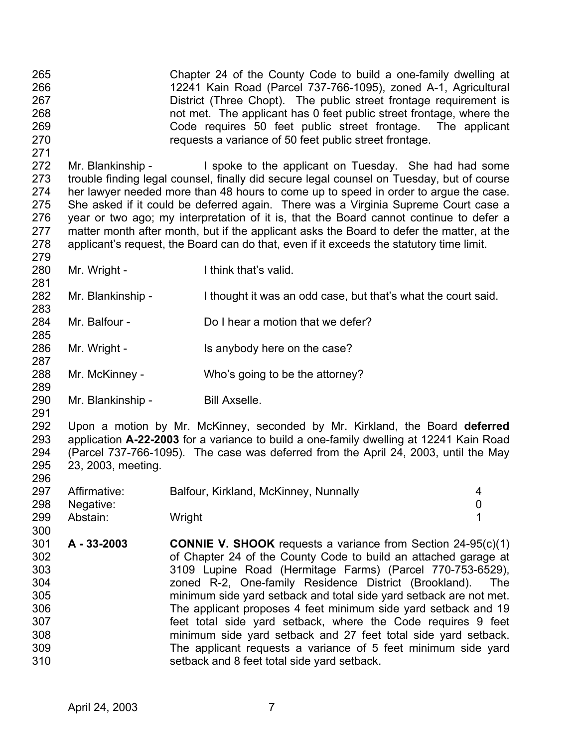Chapter 24 of the County Code to build a one-family dwelling at 12241 Kain Road (Parcel 737-766-1095), zoned A-1, Agricultural District (Three Chopt). The public street frontage requirement is not met. The applicant has 0 feet public street frontage, where the Code requires 50 feet public street frontage. The applicant requests a variance of 50 feet public street frontage.

Mr. Blankinship - I spoke to the applicant on Tuesday. She had had some trouble finding legal counsel, finally did secure legal counsel on Tuesday, but of course her lawyer needed more than 48 hours to come up to speed in order to argue the case. She asked if it could be deferred again. There was a Virginia Supreme Court case a year or two ago; my interpretation of it is, that the Board cannot continue to defer a matter month after month, but if the applicant asks the Board to defer the matter, at the applicant's request, the Board can do that, even if it exceeds the statutory time limit.

Mr. Wright - I think that's valid.

Mr. Blankinship - I thought it was an odd case, but that's what the court said.

Mr. Balfour - Do I hear a motion that we defer?

Mr. Wright - Is anybody here on the case?

Mr. McKinney - Who's going to be the attorney?

Mr. Blankinship - Bill Axselle.

Upon a motion by Mr. McKinney, seconded by Mr. Kirkland, the Board **deferred** application **A-22-2003** for a variance to build a one-family dwelling at 12241 Kain Road (Parcel 737-766-1095). The case was deferred from the April 24, 2003, until the May 23, 2003, meeting.

| | | |
|---|---|---|
| Affirmative: | Balfour, Kirkland, McKinney, Nunnally | 4 |
| Negative: | | 0 |
| Abstain: | Wright | 1 |

**A - 33-2003** **CONNIE V. SHOOK** requests a variance from Section 24-95(c)(1) of Chapter 24 of the County Code to build an attached garage at 3109 Lupine Road (Hermitage Farms) (Parcel 770-753-6529), zoned R-2, One-family Residence District (Brookland). The minimum side yard setback and total side yard setback are not met. The applicant proposes 4 feet minimum side yard setback and 19 feet total side yard setback, where the Code requires 9 feet minimum side yard setback and 27 feet total side yard setback. The applicant requests a variance of 5 feet minimum side yard setback and 8 feet total side yard setback.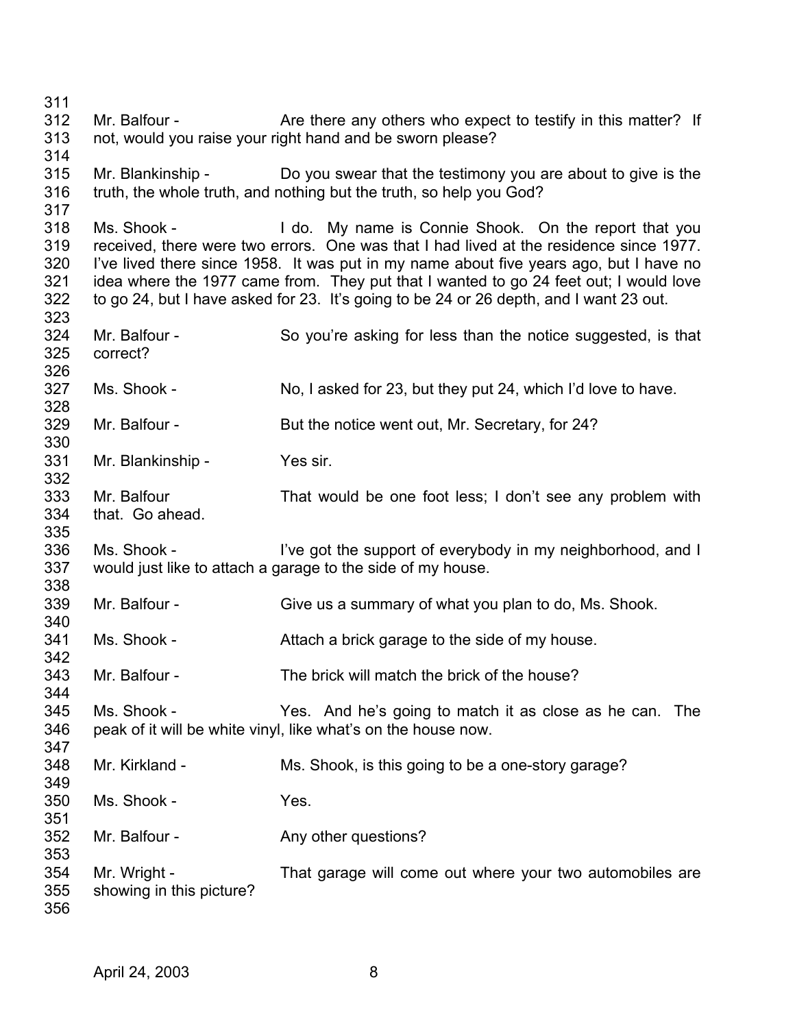311

312 Mr. Balfour - Are there any others who expect to testify in this matter? If
313 not, would you raise your right hand and be sworn please?

314

315 Mr. Blankinship - Do you swear that the testimony you are about to give is the
316 truth, the whole truth, and nothing but the truth, so help you God?

317

318 Ms. Shook - I do. My name is Connie Shook. On the report that you
319 received, there were two errors. One was that I had lived at the residence since 1977.
320 I've lived there since 1958. It was put in my name about five years ago, but I have no
321 idea where the 1977 came from. They put that I wanted to go 24 feet out; I would love
322 to go 24, but I have asked for 23. It's going to be 24 or 26 depth, and I want 23 out.

323

324 Mr. Balfour - So you're asking for less than the notice suggested, is that
325 correct?

326

327 Ms. Shook - No, I asked for 23, but they put 24, which I'd love to have.

328

329 Mr. Balfour - But the notice went out, Mr. Secretary, for 24?

330

331 Mr. Blankinship - Yes sir.

332

333 Mr. Balfour That would be one foot less; I don't see any problem with
334 that. Go ahead.

335

336 Ms. Shook - I've got the support of everybody in my neighborhood, and I
337 would just like to attach a garage to the side of my house.

338

339 Mr. Balfour - Give us a summary of what you plan to do, Ms. Shook.

340

341 Ms. Shook - Attach a brick garage to the side of my house.

342

343 Mr. Balfour - The brick will match the brick of the house?

344

345 Ms. Shook - Yes. And he's going to match it as close as he can. The
346 peak of it will be white vinyl, like what's on the house now.

347

348 Mr. Kirkland - Ms. Shook, is this going to be a one-story garage?

349

350 Ms. Shook - Yes.

351

352 Mr. Balfour - Any other questions?

353

354 Mr. Wright - That garage will come out where your two automobiles are
355 showing in this picture?

356

April 24, 2003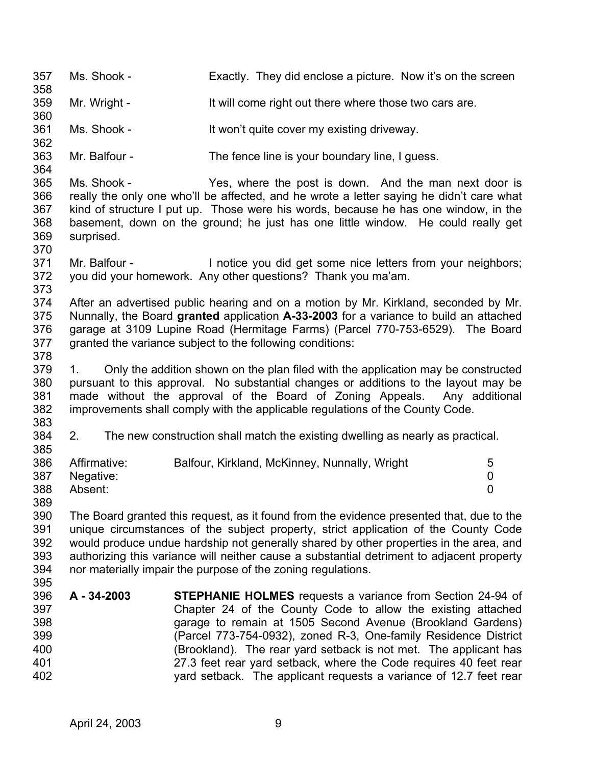Ms. Shook - Exactly. They did enclose a picture. Now it's on the screen

Mr. Wright - It will come right out there where those two cars are.

Ms. Shook - It won't quite cover my existing driveway.

Mr. Balfour - The fence line is your boundary line, I guess.

Ms. Shook - Yes, where the post is down. And the man next door is really the only one who'll be affected, and he wrote a letter saying he didn't care what kind of structure I put up. Those were his words, because he has one window, in the basement, down on the ground; he just has one little window. He could really get surprised.

Mr. Balfour - I notice you did get some nice letters from your neighbors; you did your homework. Any other questions? Thank you ma'am.

After an advertised public hearing and on a motion by Mr. Kirkland, seconded by Mr. Nunnally, the Board **granted** application **A-33-2003** for a variance to build an attached garage at 3109 Lupine Road (Hermitage Farms) (Parcel 770-753-6529). The Board granted the variance subject to the following conditions:

1. Only the addition shown on the plan filed with the application may be constructed pursuant to this approval. No substantial changes or additions to the layout may be made without the approval of the Board of Zoning Appeals. Any additional improvements shall comply with the applicable regulations of the County Code.

2. The new construction shall match the existing dwelling as nearly as practical.

| | | |
|---|---|---|
| Affirmative: | Balfour, Kirkland, McKinney, Nunnally, Wright | 5 |
| Negative: | | 0 |
| Absent: | | 0 |

The Board granted this request, as it found from the evidence presented that, due to the unique circumstances of the subject property, strict application of the County Code would produce undue hardship not generally shared by other properties in the area, and authorizing this variance will neither cause a substantial detriment to adjacent property nor materially impair the purpose of the zoning regulations.

**A - 34-2003** **STEPHANIE HOLMES** requests a variance from Section 24-94 of Chapter 24 of the County Code to allow the existing attached garage to remain at 1505 Second Avenue (Brookland Gardens) (Parcel 773-754-0932), zoned R-3, One-family Residence District (Brookland). The rear yard setback is not met. The applicant has 27.3 feet rear yard setback, where the Code requires 40 feet rear yard setback. The applicant requests a variance of 12.7 feet rear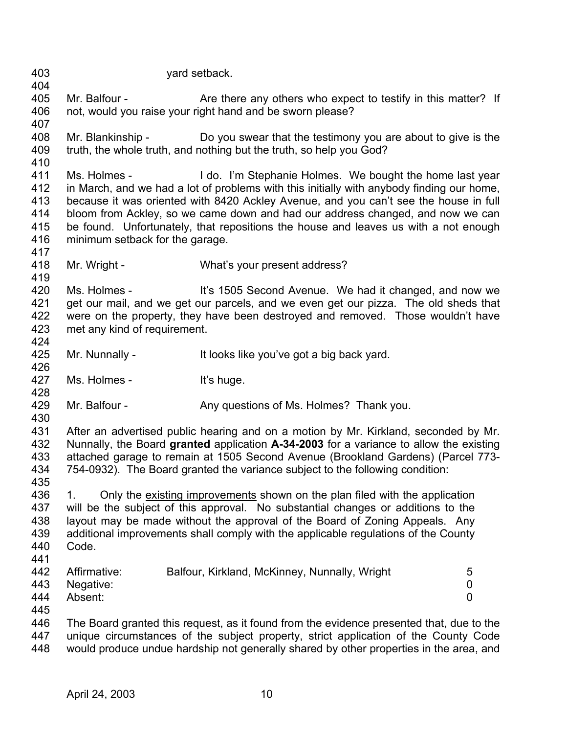yard setback.

Mr. Balfour - Are there any others who expect to testify in this matter? If not, would you raise your right hand and be sworn please?

Mr. Blankinship - Do you swear that the testimony you are about to give is the truth, the whole truth, and nothing but the truth, so help you God?

Ms. Holmes - I do. I'm Stephanie Holmes. We bought the home last year in March, and we had a lot of problems with this initially with anybody finding our home, because it was oriented with 8420 Ackley Avenue, and you can't see the house in full bloom from Ackley, so we came down and had our address changed, and now we can be found. Unfortunately, that repositions the house and leaves us with a not enough minimum setback for the garage.

Mr. Wright - What's your present address?

Ms. Holmes - It's 1505 Second Avenue. We had it changed, and now we get our mail, and we get our parcels, and we even get our pizza. The old sheds that were on the property, they have been destroyed and removed. Those wouldn't have met any kind of requirement.

Mr. Nunnally - It looks like you've got a big back yard.

Ms. Holmes - It's huge.

Mr. Balfour - Any questions of Ms. Holmes? Thank you.

After an advertised public hearing and on a motion by Mr. Kirkland, seconded by Mr. Nunnally, the Board **granted** application **A-34-2003** for a variance to allow the existing attached garage to remain at 1505 Second Avenue (Brookland Gardens) (Parcel 773-754-0932). The Board granted the variance subject to the following condition:

1. Only the existing improvements shown on the plan filed with the application will be the subject of this approval. No substantial changes or additions to the layout may be made without the approval of the Board of Zoning Appeals. Any additional improvements shall comply with the applicable regulations of the County Code.

| | | |
|---|---|---|
| Affirmative: | Balfour, Kirkland, McKinney, Nunnally, Wright | 5 |
| Negative: | | 0 |
| Absent: | | 0 |

The Board granted this request, as it found from the evidence presented that, due to the unique circumstances of the subject property, strict application of the County Code would produce undue hardship not generally shared by other properties in the area, and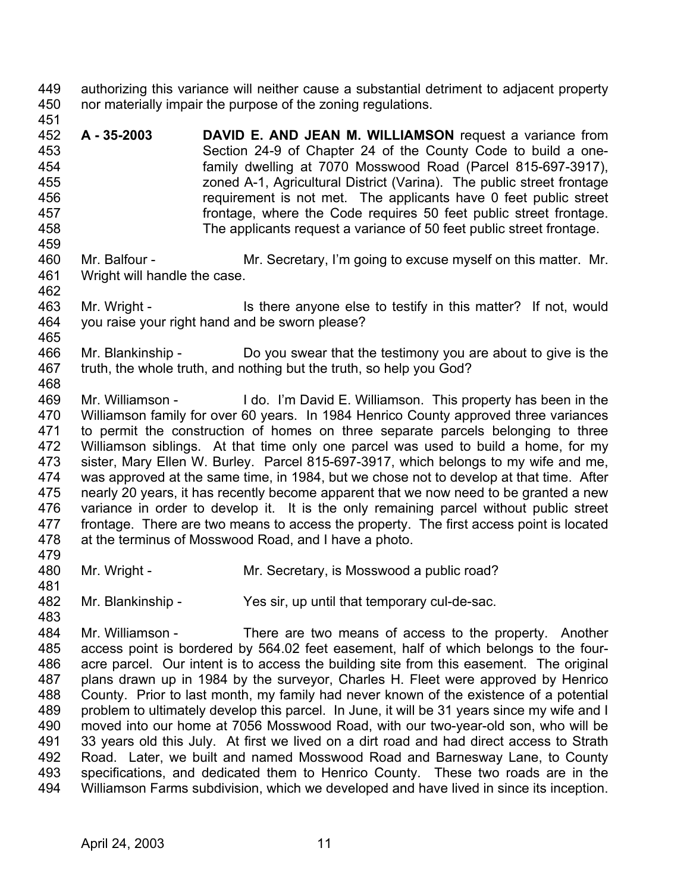authorizing this variance will neither cause a substantial detriment to adjacent property nor materially impair the purpose of the zoning regulations.

**A - 35-2003** **DAVID E. AND JEAN M. WILLIAMSON** request a variance from Section 24-9 of Chapter 24 of the County Code to build a one-family dwelling at 7070 Mosswood Road (Parcel 815-697-3917), zoned A-1, Agricultural District (Varina). The public street frontage requirement is not met. The applicants have 0 feet public street frontage, where the Code requires 50 feet public street frontage. The applicants request a variance of 50 feet public street frontage.

Mr. Balfour - Mr. Secretary, I'm going to excuse myself on this matter. Mr. Wright will handle the case.

Mr. Wright - Is there anyone else to testify in this matter? If not, would you raise your right hand and be sworn please?

Mr. Blankinship - Do you swear that the testimony you are about to give is the truth, the whole truth, and nothing but the truth, so help you God?

Mr. Williamson - I do. I'm David E. Williamson. This property has been in the Williamson family for over 60 years. In 1984 Henrico County approved three variances to permit the construction of homes on three separate parcels belonging to three Williamson siblings. At that time only one parcel was used to build a home, for my sister, Mary Ellen W. Burley. Parcel 815-697-3917, which belongs to my wife and me, was approved at the same time, in 1984, but we chose not to develop at that time. After nearly 20 years, it has recently become apparent that we now need to be granted a new variance in order to develop it. It is the only remaining parcel without public street frontage. There are two means to access the property. The first access point is located at the terminus of Mosswood Road, and I have a photo.

Mr. Wright - Mr. Secretary, is Mosswood a public road?

Mr. Blankinship - Yes sir, up until that temporary cul-de-sac.

Mr. Williamson - There are two means of access to the property. Another access point is bordered by 564.02 feet easement, half of which belongs to the four-acre parcel. Our intent is to access the building site from this easement. The original plans drawn up in 1984 by the surveyor, Charles H. Fleet were approved by Henrico County. Prior to last month, my family had never known of the existence of a potential problem to ultimately develop this parcel. In June, it will be 31 years since my wife and I moved into our home at 7056 Mosswood Road, with our two-year-old son, who will be 33 years old this July. At first we lived on a dirt road and had direct access to Strath Road. Later, we built and named Mosswood Road and Barnesway Lane, to County specifications, and dedicated them to Henrico County. These two roads are in the Williamson Farms subdivision, which we developed and have lived in since its inception.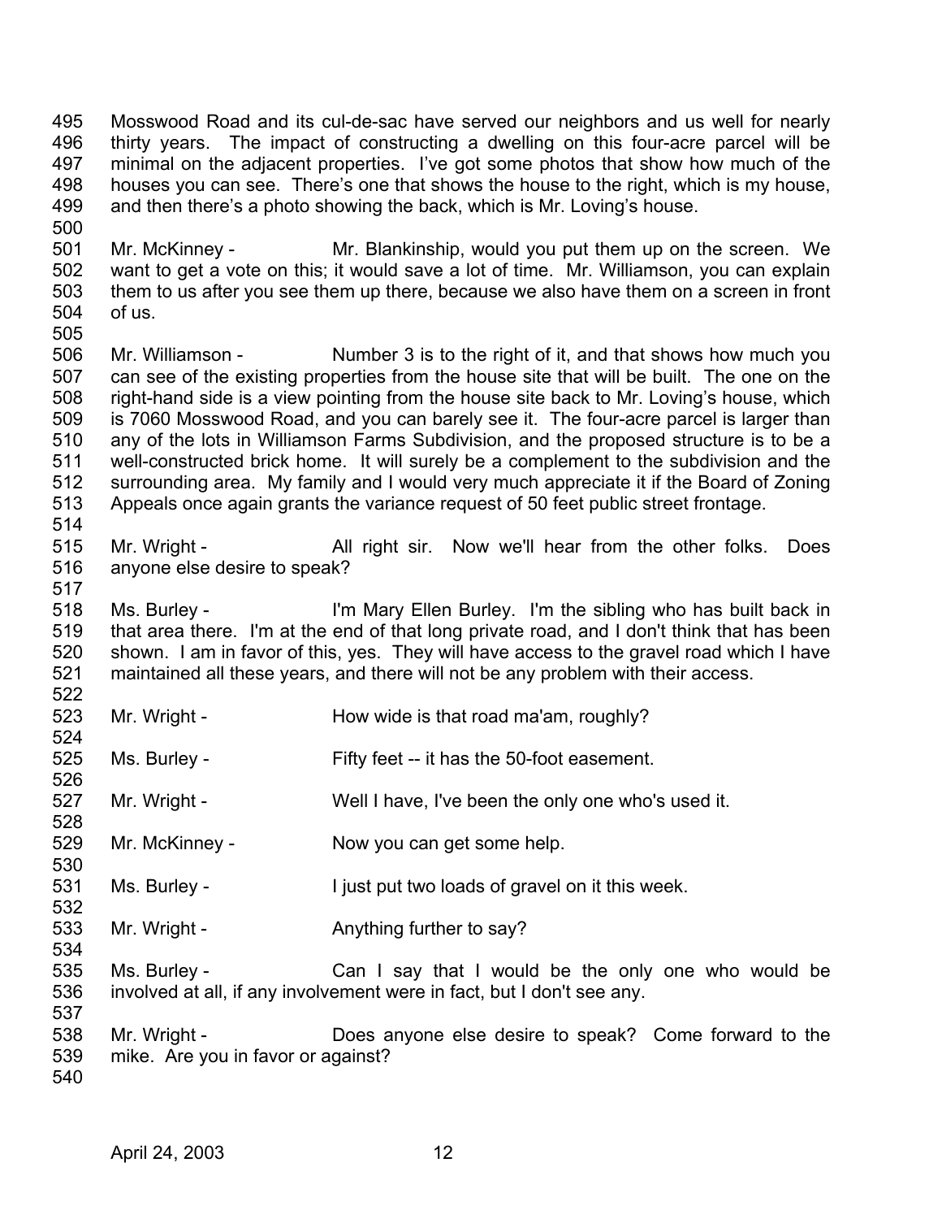495 Mosswood Road and its cul-de-sac have served our neighbors and us well for nearly
496 thirty years. The impact of constructing a dwelling on this four-acre parcel will be
497 minimal on the adjacent properties. I've got some photos that show how much of the
498 houses you can see. There's one that shows the house to the right, which is my house,
499 and then there's a photo showing the back, which is Mr. Loving's house.
500
501 Mr. McKinney - Mr. Blankinship, would you put them up on the screen. We
502 want to get a vote on this; it would save a lot of time. Mr. Williamson, you can explain
503 them to us after you see them up there, because we also have them on a screen in front
504 of us.
505
506 Mr. Williamson - Number 3 is to the right of it, and that shows how much you
507 can see of the existing properties from the house site that will be built. The one on the
508 right-hand side is a view pointing from the house site back to Mr. Loving's house, which
509 is 7060 Mosswood Road, and you can barely see it. The four-acre parcel is larger than
510 any of the lots in Williamson Farms Subdivision, and the proposed structure is to be a
511 well-constructed brick home. It will surely be a complement to the subdivision and the
512 surrounding area. My family and I would very much appreciate it if the Board of Zoning
513 Appeals once again grants the variance request of 50 feet public street frontage.
514
515 Mr. Wright - All right sir. Now we'll hear from the other folks. Does
516 anyone else desire to speak?
517
518 Ms. Burley - I'm Mary Ellen Burley. I'm the sibling who has built back in
519 that area there. I'm at the end of that long private road, and I don't think that has been
520 shown. I am in favor of this, yes. They will have access to the gravel road which I have
521 maintained all these years, and there will not be any problem with their access.
522
523 Mr. Wright - How wide is that road ma'am, roughly?
524
525 Ms. Burley - Fifty feet -- it has the 50-foot easement.
526
527 Mr. Wright - Well I have, I've been the only one who's used it.
528
529 Mr. McKinney - Now you can get some help.
530
531 Ms. Burley - I just put two loads of gravel on it this week.
532
533 Mr. Wright - Anything further to say?
534
535 Ms. Burley - Can I say that I would be the only one who would be
536 involved at all, if any involvement were in fact, but I don't see any.
537
538 Mr. Wright - Does anyone else desire to speak? Come forward to the
539 mike. Are you in favor or against?
540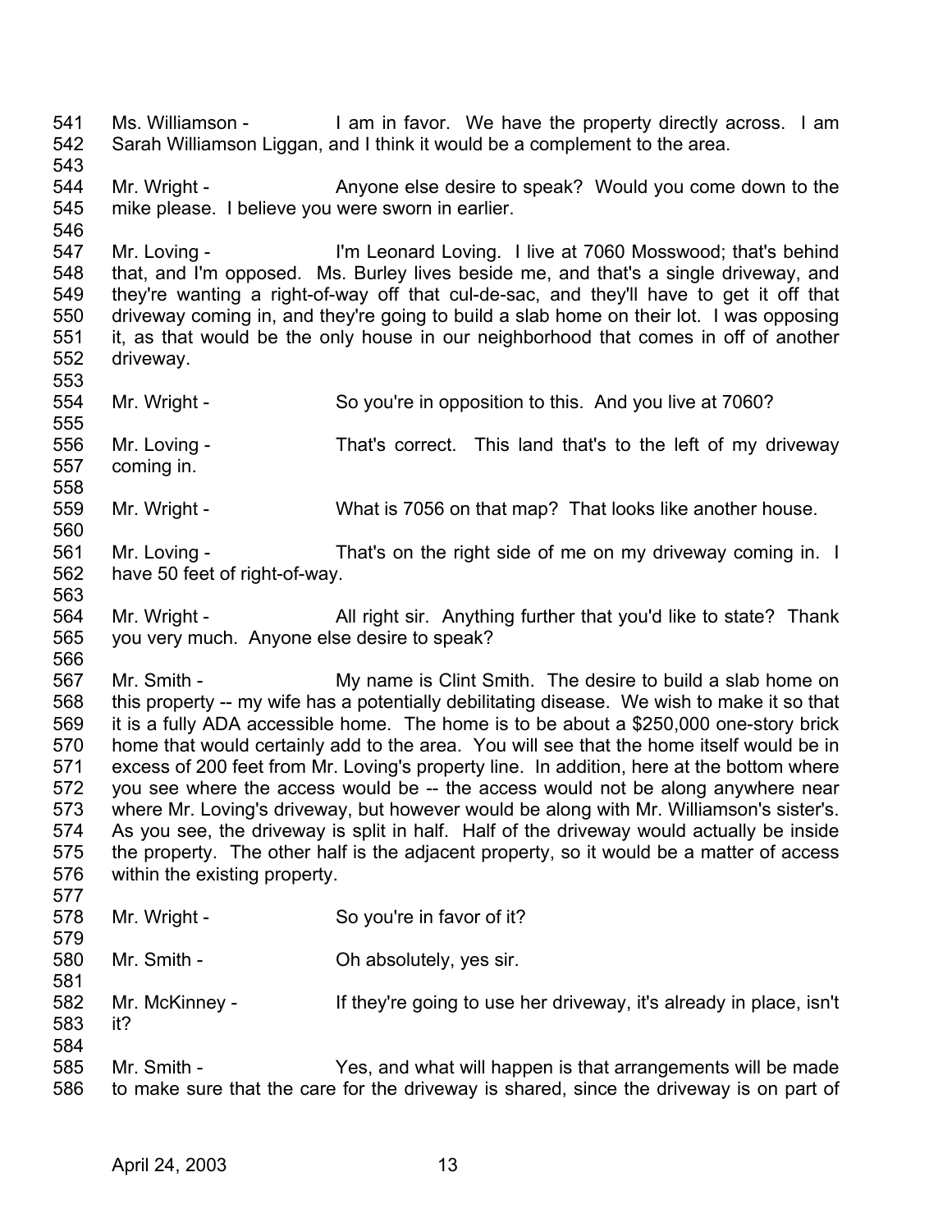541 Ms. Williamson - I am in favor. We have the property directly across. I am
542 Sarah Williamson Liggan, and I think it would be a complement to the area.
543
544 Mr. Wright - Anyone else desire to speak? Would you come down to the
545 mike please. I believe you were sworn in earlier.
546
547 Mr. Loving - I'm Leonard Loving. I live at 7060 Mosswood; that's behind
548 that, and I'm opposed. Ms. Burley lives beside me, and that's a single driveway, and
549 they're wanting a right-of-way off that cul-de-sac, and they'll have to get it off that
550 driveway coming in, and they're going to build a slab home on their lot. I was opposing
551 it, as that would be the only house in our neighborhood that comes in off of another
552 driveway.
553
554 Mr. Wright - So you're in opposition to this. And you live at 7060?
555
556 Mr. Loving - That's correct. This land that's to the left of my driveway
557 coming in.
558
559 Mr. Wright - What is 7056 on that map? That looks like another house.
560
561 Mr. Loving - That's on the right side of me on my driveway coming in. I
562 have 50 feet of right-of-way.
563
564 Mr. Wright - All right sir. Anything further that you'd like to state? Thank
565 you very much. Anyone else desire to speak?
566
567 Mr. Smith - My name is Clint Smith. The desire to build a slab home on
568 this property -- my wife has a potentially debilitating disease. We wish to make it so that
569 it is a fully ADA accessible home. The home is to be about a $250,000 one-story brick
570 home that would certainly add to the area. You will see that the home itself would be in
571 excess of 200 feet from Mr. Loving's property line. In addition, here at the bottom where
572 you see where the access would be -- the access would not be along anywhere near
573 where Mr. Loving's driveway, but however would be along with Mr. Williamson's sister's.
574 As you see, the driveway is split in half. Half of the driveway would actually be inside
575 the property. The other half is the adjacent property, so it would be a matter of access
576 within the existing property.
577
578 Mr. Wright - So you're in favor of it?
579
580 Mr. Smith - Oh absolutely, yes sir.
581
582 Mr. McKinney - If they're going to use her driveway, it's already in place, isn't
583 it?
584
585 Mr. Smith - Yes, and what will happen is that arrangements will be made
586 to make sure that the care for the driveway is shared, since the driveway is on part of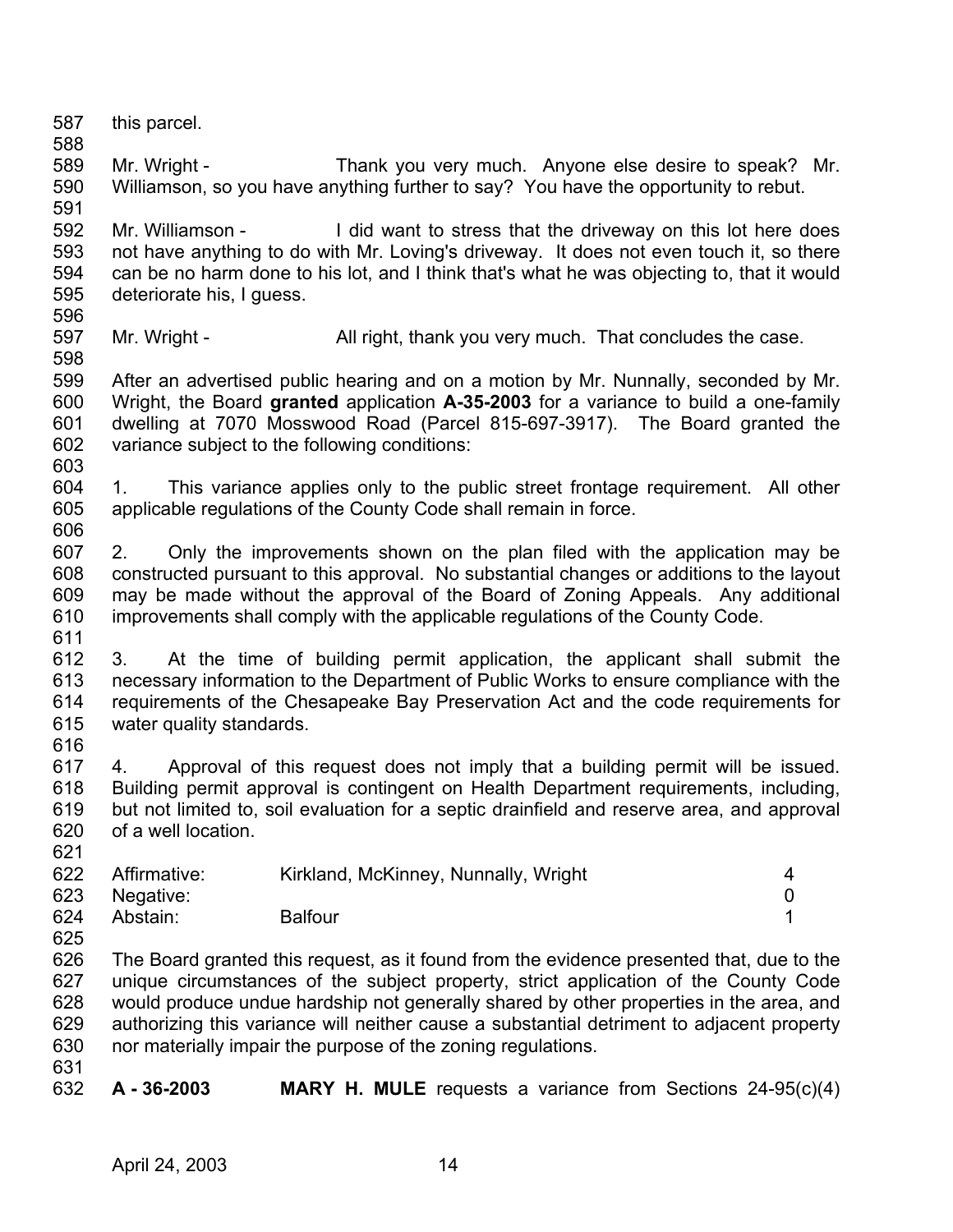this parcel.

Mr. Wright - Thank you very much. Anyone else desire to speak? Mr. Williamson, so you have anything further to say? You have the opportunity to rebut.

Mr. Williamson - I did want to stress that the driveway on this lot here does not have anything to do with Mr. Loving's driveway. It does not even touch it, so there can be no harm done to his lot, and I think that's what he was objecting to, that it would deteriorate his, I guess.

Mr. Wright - All right, thank you very much. That concludes the case.

After an advertised public hearing and on a motion by Mr. Nunnally, seconded by Mr. Wright, the Board **granted** application **A-35-2003** for a variance to build a one-family dwelling at 7070 Mosswood Road (Parcel 815-697-3917). The Board granted the variance subject to the following conditions:

1. This variance applies only to the public street frontage requirement. All other applicable regulations of the County Code shall remain in force.

2. Only the improvements shown on the plan filed with the application may be constructed pursuant to this approval. No substantial changes or additions to the layout may be made without the approval of the Board of Zoning Appeals. Any additional improvements shall comply with the applicable regulations of the County Code.

3. At the time of building permit application, the applicant shall submit the necessary information to the Department of Public Works to ensure compliance with the requirements of the Chesapeake Bay Preservation Act and the code requirements for water quality standards.

4. Approval of this request does not imply that a building permit will be issued. Building permit approval is contingent on Health Department requirements, including, but not limited to, soil evaluation for a septic drainfield and reserve area, and approval of a well location.

| | | |
|---|---|---|
| Affirmative: | Kirkland, McKinney, Nunnally, Wright | 4 |
| Negative: | | 0 |
| Abstain: | Balfour | 1 |

The Board granted this request, as it found from the evidence presented that, due to the unique circumstances of the subject property, strict application of the County Code would produce undue hardship not generally shared by other properties in the area, and authorizing this variance will neither cause a substantial detriment to adjacent property nor materially impair the purpose of the zoning regulations.

**A - 36-2003** **MARY H. MULE** requests a variance from Sections 24-95(c)(4)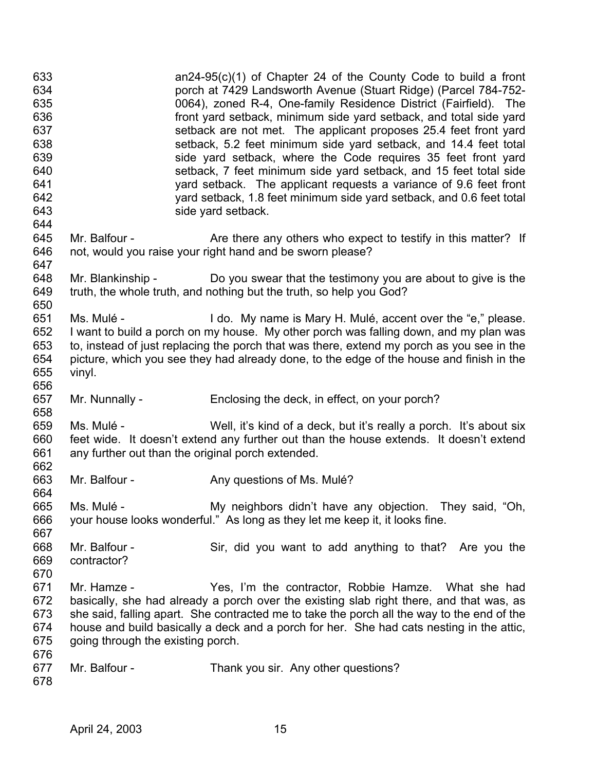an24-95(c)(1) of Chapter 24 of the County Code to build a front porch at 7429 Landsworth Avenue (Stuart Ridge) (Parcel 784-752-0064), zoned R-4, One-family Residence District (Fairfield). The front yard setback, minimum side yard setback, and total side yard setback are not met. The applicant proposes 25.4 feet front yard setback, 5.2 feet minimum side yard setback, and 14.4 feet total side yard setback, where the Code requires 35 feet front yard setback, 7 feet minimum side yard setback, and 15 feet total side yard setback. The applicant requests a variance of 9.6 feet front yard setback, 1.8 feet minimum side yard setback, and 0.6 feet total side yard setback.

Mr. Balfour - Are there any others who expect to testify in this matter? If not, would you raise your right hand and be sworn please?

Mr. Blankinship - Do you swear that the testimony you are about to give is the truth, the whole truth, and nothing but the truth, so help you God?

Ms. Mulé - I do. My name is Mary H. Mulé, accent over the "e," please. I want to build a porch on my house. My other porch was falling down, and my plan was to, instead of just replacing the porch that was there, extend my porch as you see in the picture, which you see they had already done, to the edge of the house and finish in the vinyl.

Mr. Nunnally - Enclosing the deck, in effect, on your porch?

Ms. Mulé - Well, it's kind of a deck, but it's really a porch. It's about six feet wide. It doesn't extend any further out than the house extends. It doesn't extend any further out than the original porch extended.

Mr. Balfour - Any questions of Ms. Mulé?

Ms. Mulé - My neighbors didn't have any objection. They said, "Oh, your house looks wonderful." As long as they let me keep it, it looks fine.

Mr. Balfour - Sir, did you want to add anything to that? Are you the contractor?

Mr. Hamze - Yes, I'm the contractor, Robbie Hamze. What she had basically, she had already a porch over the existing slab right there, and that was, as she said, falling apart. She contracted me to take the porch all the way to the end of the house and build basically a deck and a porch for her. She had cats nesting in the attic, going through the existing porch.

Mr. Balfour - Thank you sir. Any other questions?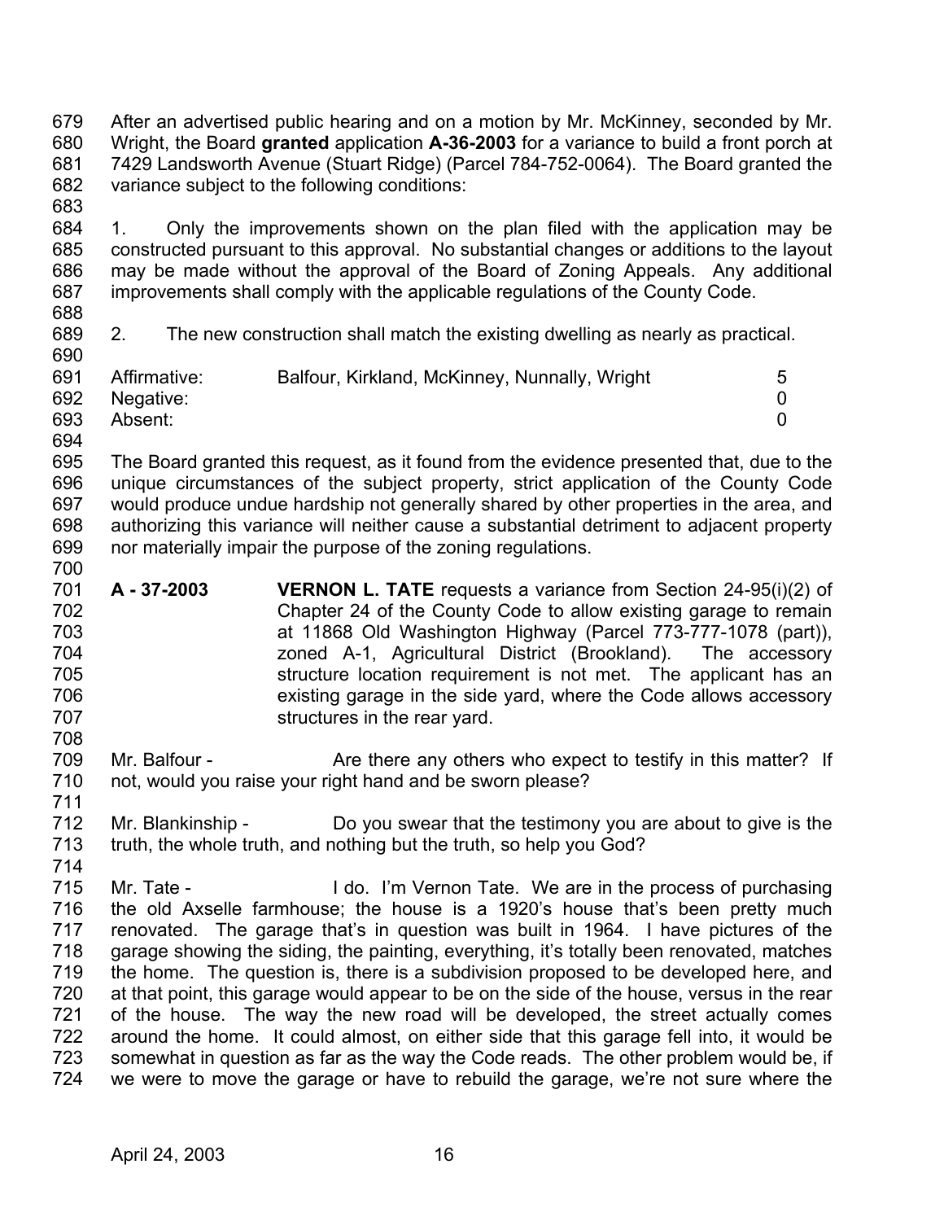After an advertised public hearing and on a motion by Mr. McKinney, seconded by Mr. Wright, the Board **granted** application **A-36-2003** for a variance to build a front porch at 7429 Landsworth Avenue (Stuart Ridge) (Parcel 784-752-0064). The Board granted the variance subject to the following conditions:

1. Only the improvements shown on the plan filed with the application may be constructed pursuant to this approval. No substantial changes or additions to the layout may be made without the approval of the Board of Zoning Appeals. Any additional improvements shall comply with the applicable regulations of the County Code.

2. The new construction shall match the existing dwelling as nearly as practical.

| | | |
|---|---|---|
| Affirmative: | Balfour, Kirkland, McKinney, Nunnally, Wright | 5 |
| Negative: | | 0 |
| Absent: | | 0 |

The Board granted this request, as it found from the evidence presented that, due to the unique circumstances of the subject property, strict application of the County Code would produce undue hardship not generally shared by other properties in the area, and authorizing this variance will neither cause a substantial detriment to adjacent property nor materially impair the purpose of the zoning regulations.

**A - 37-2003** **VERNON L. TATE** requests a variance from Section 24-95(i)(2) of Chapter 24 of the County Code to allow existing garage to remain at 11868 Old Washington Highway (Parcel 773-777-1078 (part)), zoned A-1, Agricultural District (Brookland). The accessory structure location requirement is not met. The applicant has an existing garage in the side yard, where the Code allows accessory structures in the rear yard.

Mr. Balfour - Are there any others who expect to testify in this matter? If not, would you raise your right hand and be sworn please?

Mr. Blankinship - Do you swear that the testimony you are about to give is the truth, the whole truth, and nothing but the truth, so help you God?

Mr. Tate - I do. I'm Vernon Tate. We are in the process of purchasing the old Axselle farmhouse; the house is a 1920's house that's been pretty much renovated. The garage that's in question was built in 1964. I have pictures of the garage showing the siding, the painting, everything, it's totally been renovated, matches the home. The question is, there is a subdivision proposed to be developed here, and at that point, this garage would appear to be on the side of the house, versus in the rear of the house. The way the new road will be developed, the street actually comes around the home. It could almost, on either side that this garage fell into, it would be somewhat in question as far as the way the Code reads. The other problem would be, if we were to move the garage or have to rebuild the garage, we're not sure where the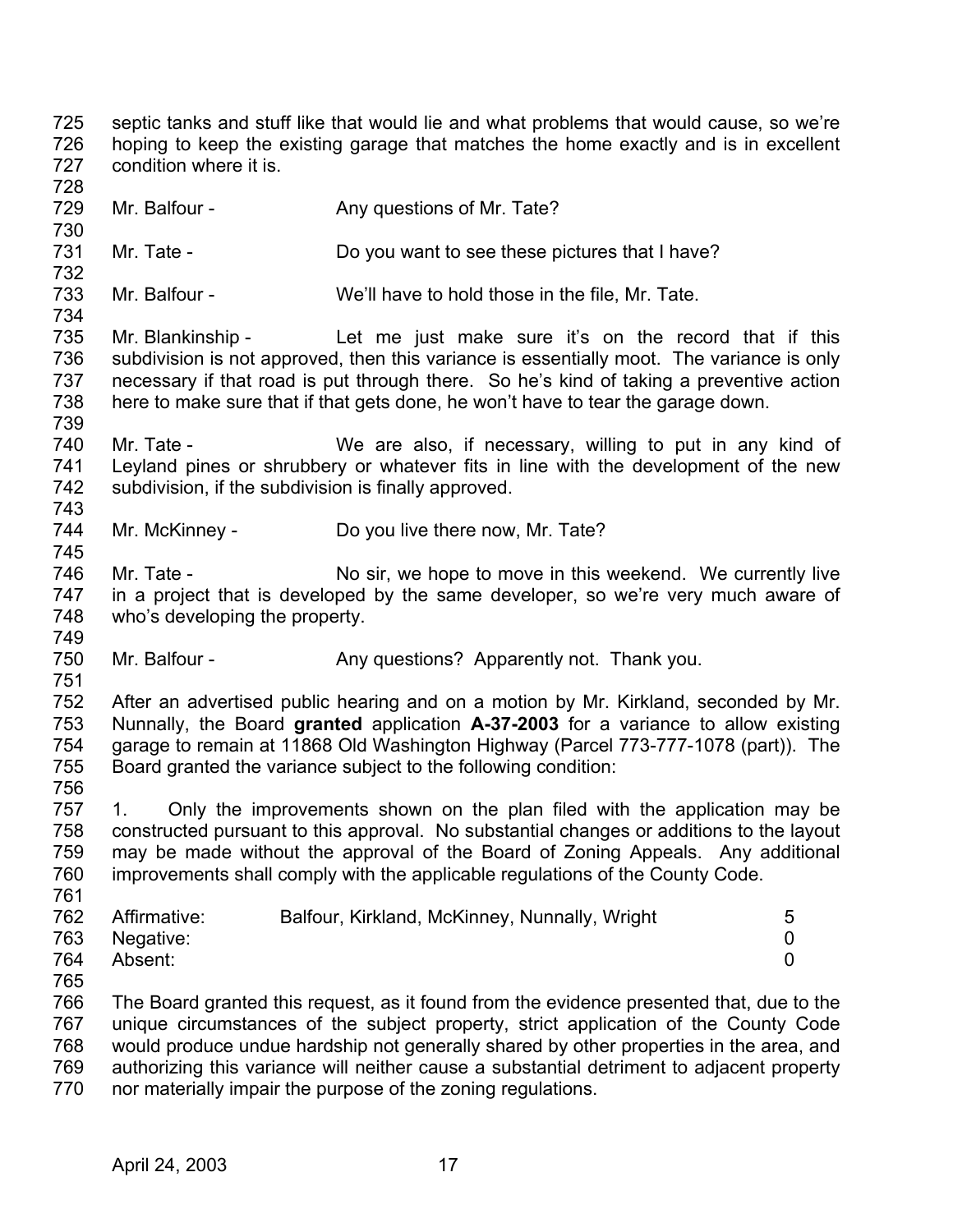septic tanks and stuff like that would lie and what problems that would cause, so we're hoping to keep the existing garage that matches the home exactly and is in excellent condition where it is.

Mr. Balfour - Any questions of Mr. Tate?

Mr. Tate - Do you want to see these pictures that I have?

Mr. Balfour - We'll have to hold those in the file, Mr. Tate.

Mr. Blankinship - Let me just make sure it's on the record that if this subdivision is not approved, then this variance is essentially moot. The variance is only necessary if that road is put through there. So he's kind of taking a preventive action here to make sure that if that gets done, he won't have to tear the garage down.

Mr. Tate - We are also, if necessary, willing to put in any kind of Leyland pines or shrubbery or whatever fits in line with the development of the new subdivision, if the subdivision is finally approved.

Mr. McKinney - Do you live there now, Mr. Tate?

Mr. Tate - No sir, we hope to move in this weekend. We currently live in a project that is developed by the same developer, so we're very much aware of who's developing the property.

Mr. Balfour - Any questions? Apparently not. Thank you.

After an advertised public hearing and on a motion by Mr. Kirkland, seconded by Mr. Nunnally, the Board **granted** application **A-37-2003** for a variance to allow existing garage to remain at 11868 Old Washington Highway (Parcel 773-777-1078 (part)). The Board granted the variance subject to the following condition:

1. Only the improvements shown on the plan filed with the application may be constructed pursuant to this approval. No substantial changes or additions to the layout may be made without the approval of the Board of Zoning Appeals. Any additional improvements shall comply with the applicable regulations of the County Code.

| | | |
|---|---|---|
| Affirmative: | Balfour, Kirkland, McKinney, Nunnally, Wright | 5 |
| Negative: | | 0 |
| Absent: | | 0 |

The Board granted this request, as it found from the evidence presented that, due to the unique circumstances of the subject property, strict application of the County Code would produce undue hardship not generally shared by other properties in the area, and authorizing this variance will neither cause a substantial detriment to adjacent property nor materially impair the purpose of the zoning regulations.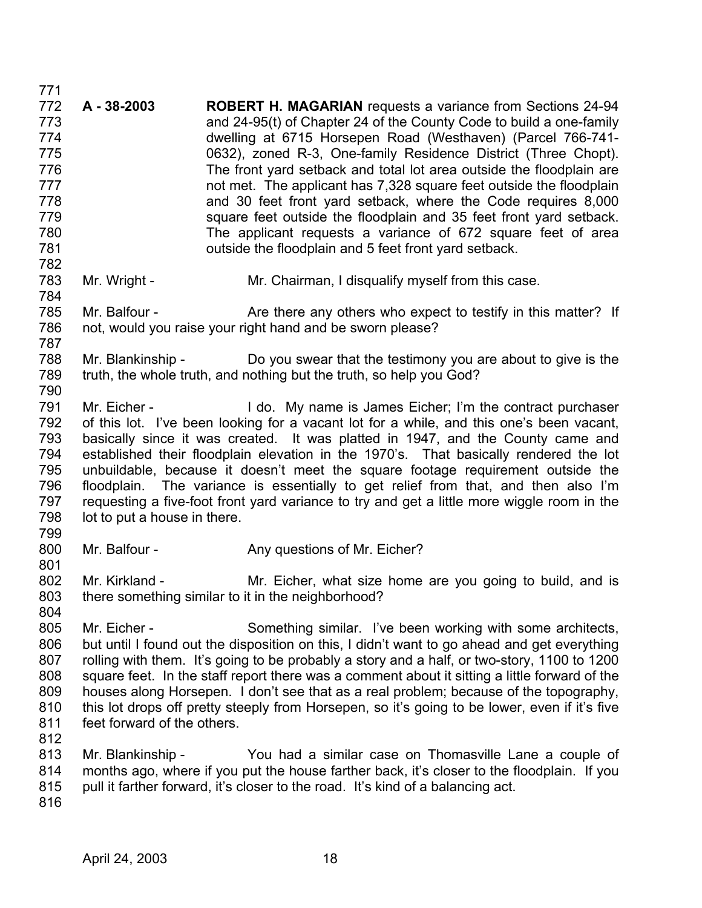**A - 38-2003** **ROBERT H. MAGARIAN** requests a variance from Sections 24-94 and 24-95(t) of Chapter 24 of the County Code to build a one-family dwelling at 6715 Horsepen Road (Westhaven) (Parcel 766-741-0632), zoned R-3, One-family Residence District (Three Chopt). The front yard setback and total lot area outside the floodplain are not met. The applicant has 7,328 square feet outside the floodplain and 30 feet front yard setback, where the Code requires 8,000 square feet outside the floodplain and 35 feet front yard setback. The applicant requests a variance of 672 square feet of area outside the floodplain and 5 feet front yard setback.

Mr. Wright - Mr. Chairman, I disqualify myself from this case.

Mr. Balfour - Are there any others who expect to testify in this matter? If not, would you raise your right hand and be sworn please?

Mr. Blankinship - Do you swear that the testimony you are about to give is the truth, the whole truth, and nothing but the truth, so help you God?

Mr. Eicher - I do. My name is James Eicher; I'm the contract purchaser of this lot. I've been looking for a vacant lot for a while, and this one's been vacant, basically since it was created. It was platted in 1947, and the County came and established their floodplain elevation in the 1970's. That basically rendered the lot unbuildable, because it doesn't meet the square footage requirement outside the floodplain. The variance is essentially to get relief from that, and then also I'm requesting a five-foot front yard variance to try and get a little more wiggle room in the lot to put a house in there.

Mr. Balfour - Any questions of Mr. Eicher?

Mr. Kirkland - Mr. Eicher, what size home are you going to build, and is there something similar to it in the neighborhood?

Mr. Eicher - Something similar. I've been working with some architects, but until I found out the disposition on this, I didn't want to go ahead and get everything rolling with them. It's going to be probably a story and a half, or two-story, 1100 to 1200 square feet. In the staff report there was a comment about it sitting a little forward of the houses along Horsepen. I don't see that as a real problem; because of the topography, this lot drops off pretty steeply from Horsepen, so it's going to be lower, even if it's five feet forward of the others.

Mr. Blankinship - You had a similar case on Thomasville Lane a couple of months ago, where if you put the house farther back, it's closer to the floodplain. If you pull it farther forward, it's closer to the road. It's kind of a balancing act.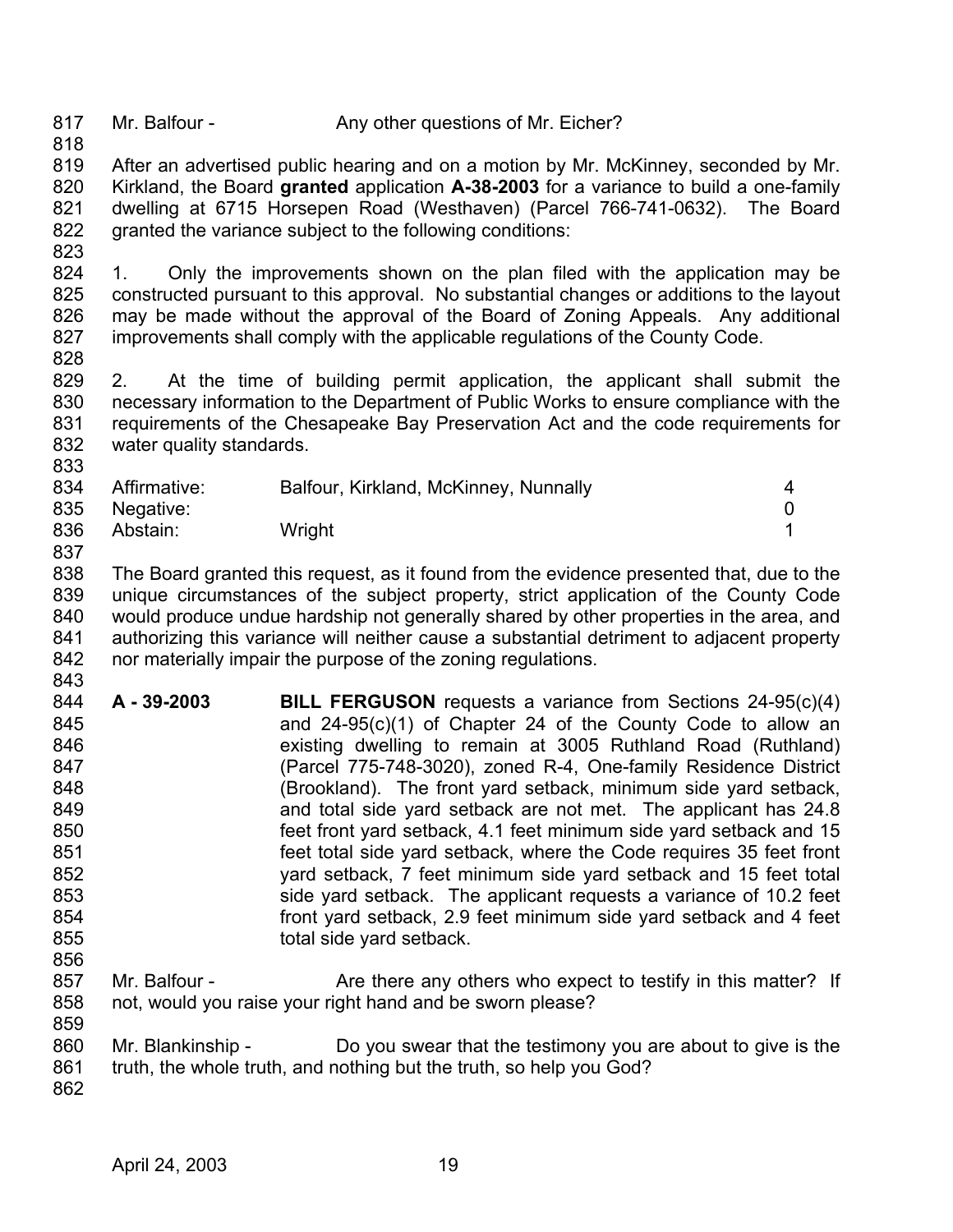Mr. Balfour - Any other questions of Mr. Eicher?

After an advertised public hearing and on a motion by Mr. McKinney, seconded by Mr. Kirkland, the Board **granted** application **A-38-2003** for a variance to build a one-family dwelling at 6715 Horsepen Road (Westhaven) (Parcel 766-741-0632). The Board granted the variance subject to the following conditions:

1. Only the improvements shown on the plan filed with the application may be constructed pursuant to this approval. No substantial changes or additions to the layout may be made without the approval of the Board of Zoning Appeals. Any additional improvements shall comply with the applicable regulations of the County Code.

2. At the time of building permit application, the applicant shall submit the necessary information to the Department of Public Works to ensure compliance with the requirements of the Chesapeake Bay Preservation Act and the code requirements for water quality standards.

| | | |
|---|---|---|
| Affirmative: | Balfour, Kirkland, McKinney, Nunnally | 4 |
| Negative: | | 0 |
| Abstain: | Wright | 1 |

The Board granted this request, as it found from the evidence presented that, due to the unique circumstances of the subject property, strict application of the County Code would produce undue hardship not generally shared by other properties in the area, and authorizing this variance will neither cause a substantial detriment to adjacent property nor materially impair the purpose of the zoning regulations.

**A - 39-2003** **BILL FERGUSON** requests a variance from Sections 24-95(c)(4) and 24-95(c)(1) of Chapter 24 of the County Code to allow an existing dwelling to remain at 3005 Ruthland Road (Ruthland) (Parcel 775-748-3020), zoned R-4, One-family Residence District (Brookland). The front yard setback, minimum side yard setback, and total side yard setback are not met. The applicant has 24.8 feet front yard setback, 4.1 feet minimum side yard setback and 15 feet total side yard setback, where the Code requires 35 feet front yard setback, 7 feet minimum side yard setback and 15 feet total side yard setback. The applicant requests a variance of 10.2 feet front yard setback, 2.9 feet minimum side yard setback and 4 feet total side yard setback.

Mr. Balfour - Are there any others who expect to testify in this matter? If not, would you raise your right hand and be sworn please?

Mr. Blankinship - Do you swear that the testimony you are about to give is the truth, the whole truth, and nothing but the truth, so help you God?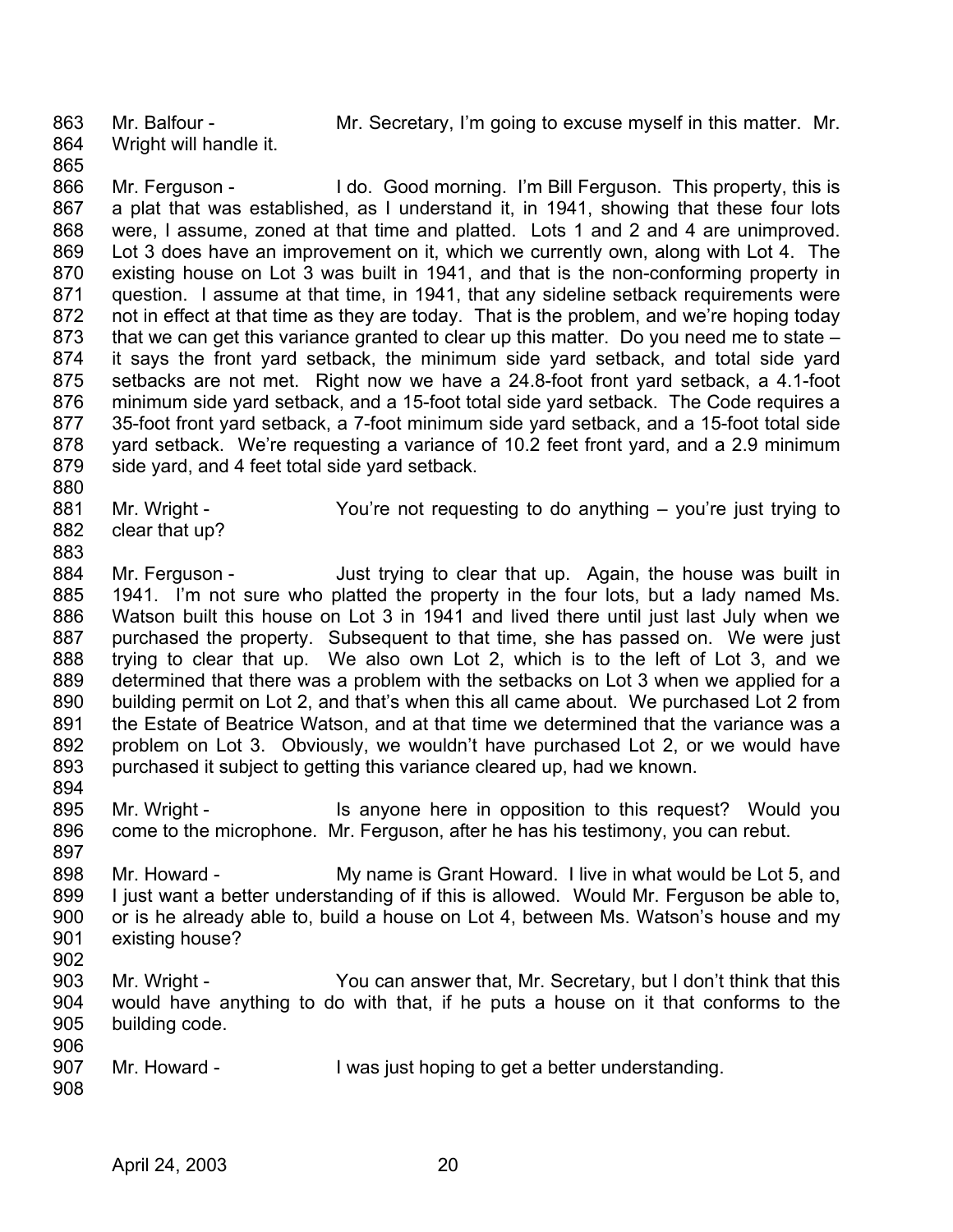Mr. Balfour - Mr. Secretary, I'm going to excuse myself in this matter. Mr. Wright will handle it.

Mr. Ferguson - I do. Good morning. I'm Bill Ferguson. This property, this is a plat that was established, as I understand it, in 1941, showing that these four lots were, I assume, zoned at that time and platted. Lots 1 and 2 and 4 are unimproved. Lot 3 does have an improvement on it, which we currently own, along with Lot 4. The existing house on Lot 3 was built in 1941, and that is the non-conforming property in question. I assume at that time, in 1941, that any sideline setback requirements were not in effect at that time as they are today. That is the problem, and we're hoping today that we can get this variance granted to clear up this matter. Do you need me to state – it says the front yard setback, the minimum side yard setback, and total side yard setbacks are not met. Right now we have a 24.8-foot front yard setback, a 4.1-foot minimum side yard setback, and a 15-foot total side yard setback. The Code requires a 35-foot front yard setback, a 7-foot minimum side yard setback, and a 15-foot total side yard setback. We're requesting a variance of 10.2 feet front yard, and a 2.9 minimum side yard, and 4 feet total side yard setback.

Mr. Wright - You're not requesting to do anything – you're just trying to clear that up?

Mr. Ferguson - Just trying to clear that up. Again, the house was built in 1941. I'm not sure who platted the property in the four lots, but a lady named Ms. Watson built this house on Lot 3 in 1941 and lived there until just last July when we purchased the property. Subsequent to that time, she has passed on. We were just trying to clear that up. We also own Lot 2, which is to the left of Lot 3, and we determined that there was a problem with the setbacks on Lot 3 when we applied for a building permit on Lot 2, and that's when this all came about. We purchased Lot 2 from the Estate of Beatrice Watson, and at that time we determined that the variance was a problem on Lot 3. Obviously, we wouldn't have purchased Lot 2, or we would have purchased it subject to getting this variance cleared up, had we known.

Mr. Wright - Is anyone here in opposition to this request? Would you come to the microphone. Mr. Ferguson, after he has his testimony, you can rebut.

Mr. Howard - My name is Grant Howard. I live in what would be Lot 5, and I just want a better understanding of if this is allowed. Would Mr. Ferguson be able to, or is he already able to, build a house on Lot 4, between Ms. Watson's house and my existing house?

Mr. Wright - You can answer that, Mr. Secretary, but I don't think that this would have anything to do with that, if he puts a house on it that conforms to the building code.

Mr. Howard - I was just hoping to get a better understanding.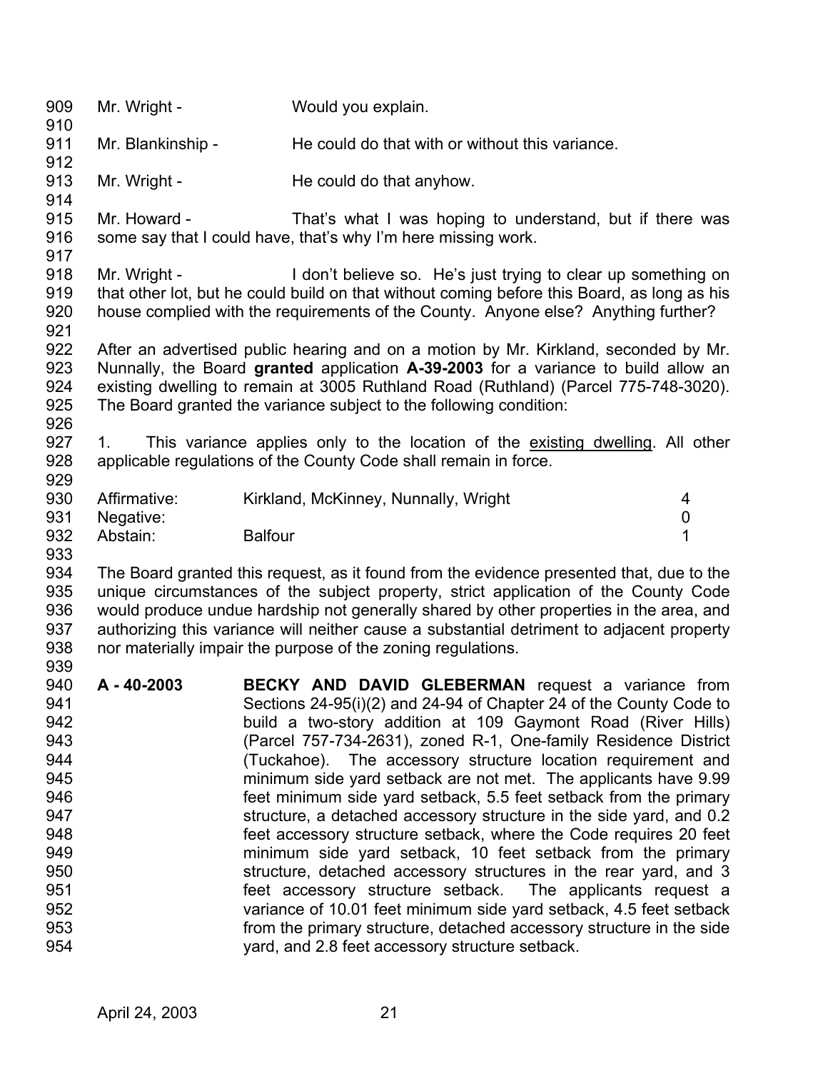Mr. Wright - Would you explain.

Mr. Blankinship - He could do that with or without this variance.

Mr. Wright - He could do that anyhow.

Mr. Howard - That's what I was hoping to understand, but if there was some say that I could have, that's why I'm here missing work.

Mr. Wright - I don't believe so. He's just trying to clear up something on that other lot, but he could build on that without coming before this Board, as long as his house complied with the requirements of the County. Anyone else? Anything further?

After an advertised public hearing and on a motion by Mr. Kirkland, seconded by Mr. Nunnally, the Board **granted** application **A-39-2003** for a variance to build allow an existing dwelling to remain at 3005 Ruthland Road (Ruthland) (Parcel 775-748-3020). The Board granted the variance subject to the following condition:

1. This variance applies only to the location of the existing dwelling. All other applicable regulations of the County Code shall remain in force.

| | | |
|---|---|---|
| Affirmative: | Kirkland, McKinney, Nunnally, Wright | 4 |
| Negative: | | 0 |
| Abstain: | Balfour | 1 |

The Board granted this request, as it found from the evidence presented that, due to the unique circumstances of the subject property, strict application of the County Code would produce undue hardship not generally shared by other properties in the area, and authorizing this variance will neither cause a substantial detriment to adjacent property nor materially impair the purpose of the zoning regulations.

**A - 40-2003** **BECKY AND DAVID GLEBERMAN** request a variance from Sections 24-95(i)(2) and 24-94 of Chapter 24 of the County Code to build a two-story addition at 109 Gaymont Road (River Hills) (Parcel 757-734-2631), zoned R-1, One-family Residence District (Tuckahoe). The accessory structure location requirement and minimum side yard setback are not met. The applicants have 9.99 feet minimum side yard setback, 5.5 feet setback from the primary structure, a detached accessory structure in the side yard, and 0.2 feet accessory structure setback, where the Code requires 20 feet minimum side yard setback, 10 feet setback from the primary structure, detached accessory structures in the rear yard, and 3 feet accessory structure setback. The applicants request a variance of 10.01 feet minimum side yard setback, 4.5 feet setback from the primary structure, detached accessory structure in the side yard, and 2.8 feet accessory structure setback.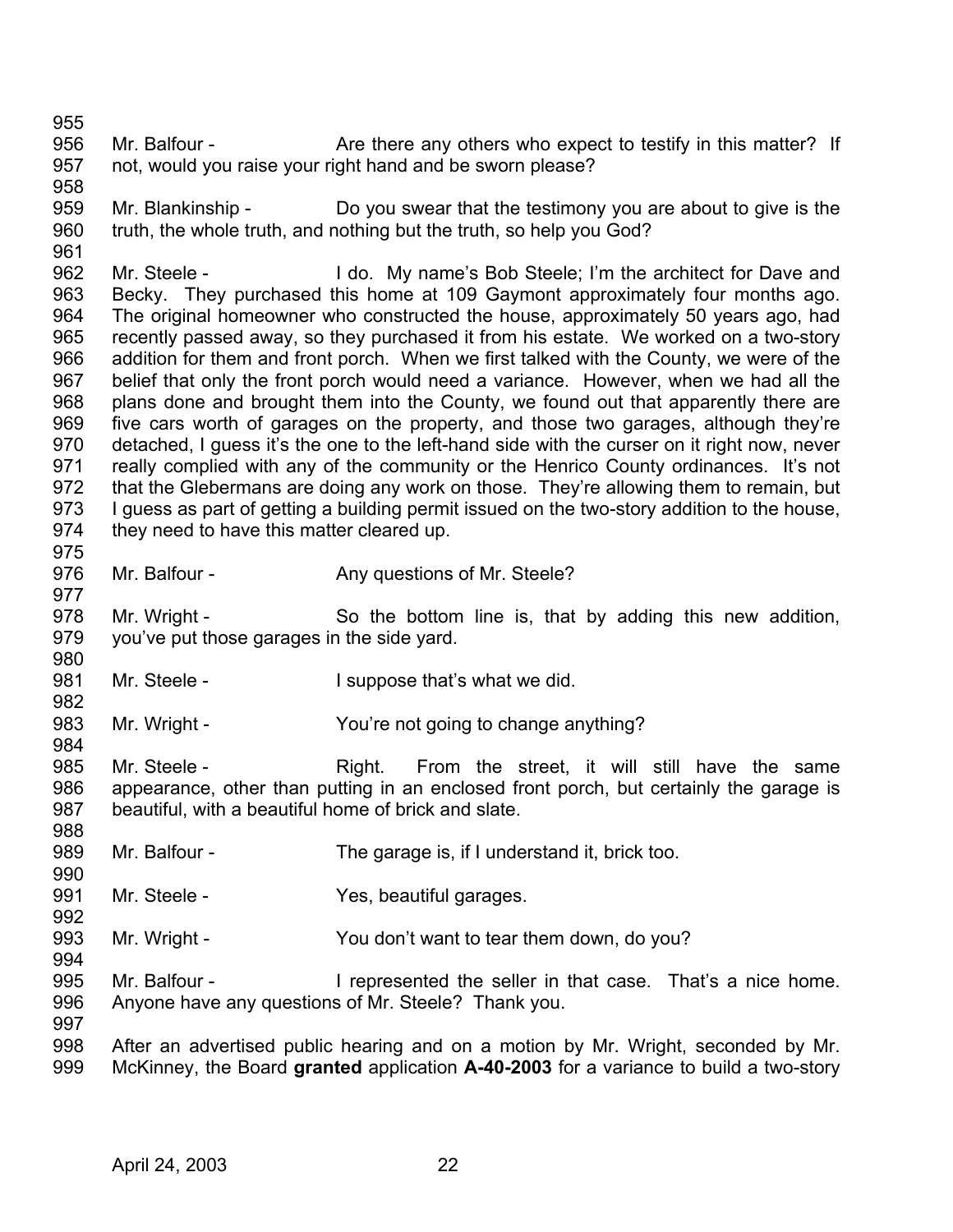Mr. Balfour - Are there any others who expect to testify in this matter? If not, would you raise your right hand and be sworn please?

Mr. Blankinship - Do you swear that the testimony you are about to give is the truth, the whole truth, and nothing but the truth, so help you God?

Mr. Steele - I do. My name's Bob Steele; I'm the architect for Dave and Becky. They purchased this home at 109 Gaymont approximately four months ago. The original homeowner who constructed the house, approximately 50 years ago, had recently passed away, so they purchased it from his estate. We worked on a two-story addition for them and front porch. When we first talked with the County, we were of the belief that only the front porch would need a variance. However, when we had all the plans done and brought them into the County, we found out that apparently there are five cars worth of garages on the property, and those two garages, although they're detached, I guess it's the one to the left-hand side with the curser on it right now, never really complied with any of the community or the Henrico County ordinances. It's not that the Glebermans are doing any work on those. They're allowing them to remain, but I guess as part of getting a building permit issued on the two-story addition to the house, they need to have this matter cleared up.

Mr. Balfour - Any questions of Mr. Steele?

Mr. Wright - So the bottom line is, that by adding this new addition, you've put those garages in the side yard.

Mr. Steele - I suppose that's what we did.

Mr. Wright - You're not going to change anything?

Mr. Steele - Right. From the street, it will still have the same appearance, other than putting in an enclosed front porch, but certainly the garage is beautiful, with a beautiful home of brick and slate.

Mr. Balfour - The garage is, if I understand it, brick too.

Mr. Steele - Yes, beautiful garages.

Mr. Wright - You don't want to tear them down, do you?

Mr. Balfour - I represented the seller in that case. That's a nice home. Anyone have any questions of Mr. Steele? Thank you.

After an advertised public hearing and on a motion by Mr. Wright, seconded by Mr. McKinney, the Board **granted** application **A-40-2003** for a variance to build a two-story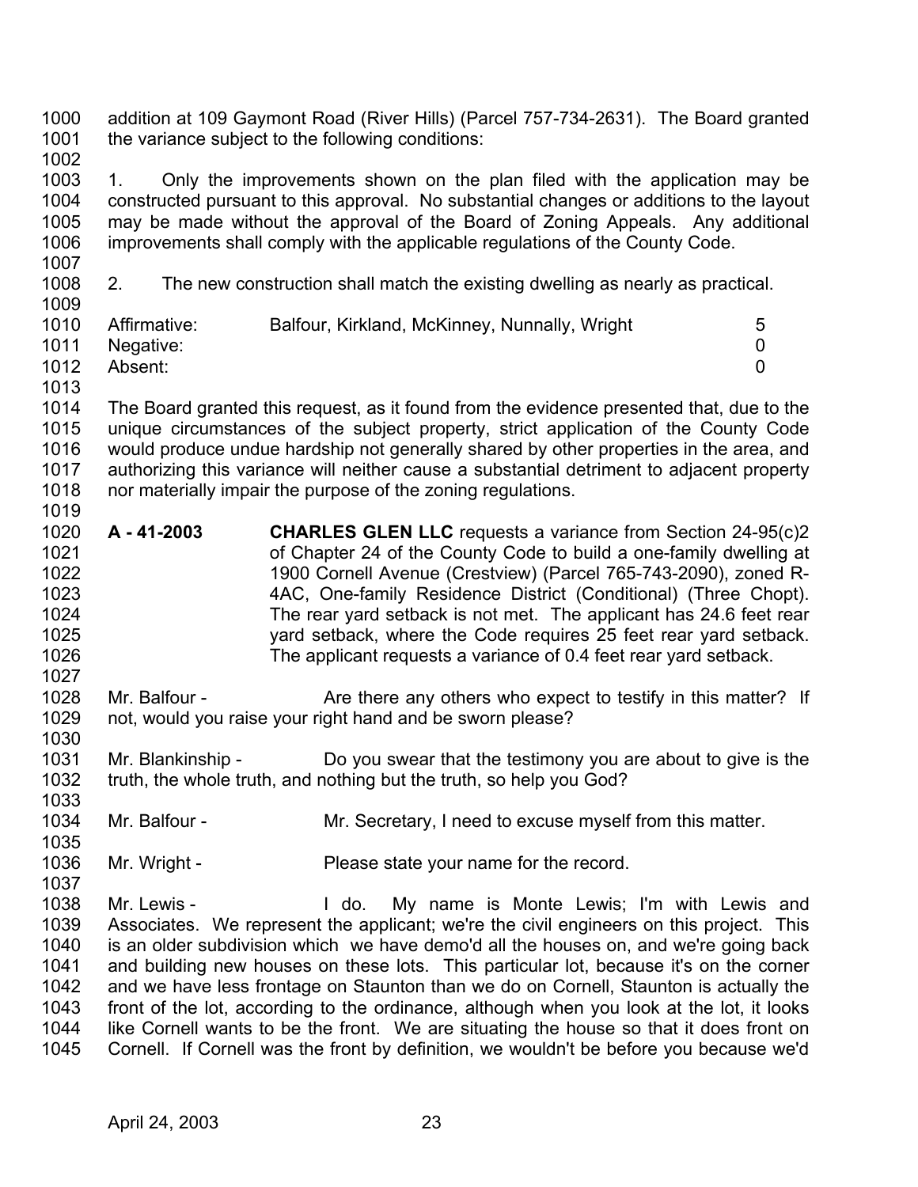addition at 109 Gaymont Road (River Hills) (Parcel 757-734-2631). The Board granted the variance subject to the following conditions:

1. Only the improvements shown on the plan filed with the application may be constructed pursuant to this approval. No substantial changes or additions to the layout may be made without the approval of the Board of Zoning Appeals. Any additional improvements shall comply with the applicable regulations of the County Code.

2. The new construction shall match the existing dwelling as nearly as practical.

| | | |
|---|---|---|
| Affirmative: | Balfour, Kirkland, McKinney, Nunnally, Wright | 5 |
| Negative: | | 0 |
| Absent: | | 0 |

The Board granted this request, as it found from the evidence presented that, due to the unique circumstances of the subject property, strict application of the County Code would produce undue hardship not generally shared by other properties in the area, and authorizing this variance will neither cause a substantial detriment to adjacent property nor materially impair the purpose of the zoning regulations.

**A - 41-2003** **CHARLES GLEN LLC** requests a variance from Section 24-95(c)2 of Chapter 24 of the County Code to build a one-family dwelling at 1900 Cornell Avenue (Crestview) (Parcel 765-743-2090), zoned R-4AC, One-family Residence District (Conditional) (Three Chopt). The rear yard setback is not met. The applicant has 24.6 feet rear yard setback, where the Code requires 25 feet rear yard setback. The applicant requests a variance of 0.4 feet rear yard setback.

Mr. Balfour - Are there any others who expect to testify in this matter? If not, would you raise your right hand and be sworn please?

Mr. Blankinship - Do you swear that the testimony you are about to give is the truth, the whole truth, and nothing but the truth, so help you God?

Mr. Balfour - Mr. Secretary, I need to excuse myself from this matter.

Mr. Wright - Please state your name for the record.

Mr. Lewis - I do. My name is Monte Lewis; I'm with Lewis and Associates. We represent the applicant; we're the civil engineers on this project. This is an older subdivision which we have demo'd all the houses on, and we're going back and building new houses on these lots. This particular lot, because it's on the corner and we have less frontage on Staunton than we do on Cornell, Staunton is actually the front of the lot, according to the ordinance, although when you look at the lot, it looks like Cornell wants to be the front. We are situating the house so that it does front on Cornell. If Cornell was the front by definition, we wouldn't be before you because we'd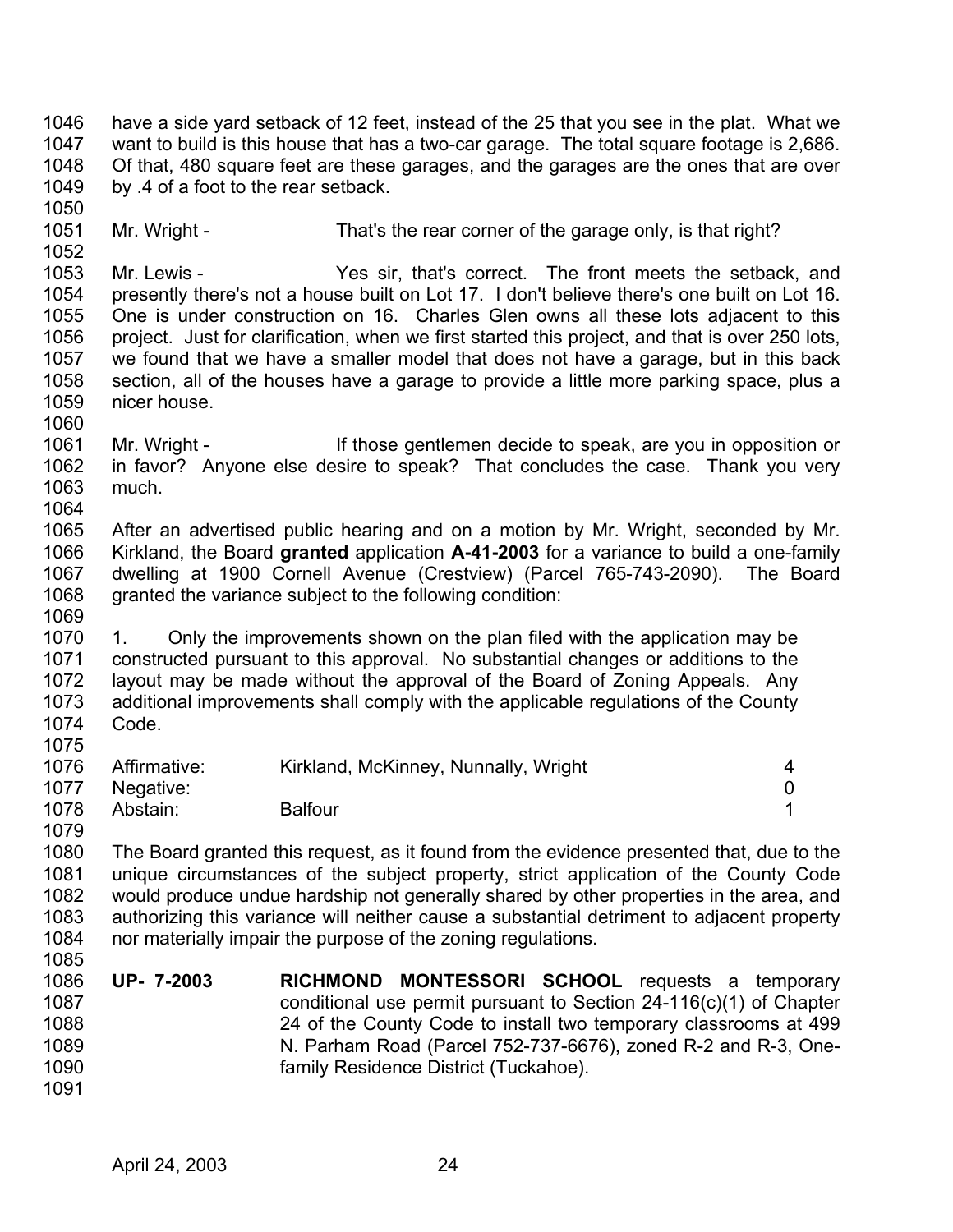have a side yard setback of 12 feet, instead of the 25 that you see in the plat. What we want to build is this house that has a two-car garage. The total square footage is 2,686. Of that, 480 square feet are these garages, and the garages are the ones that are over by .4 of a foot to the rear setback.

Mr. Wright - That's the rear corner of the garage only, is that right?

Mr. Lewis - Yes sir, that's correct. The front meets the setback, and presently there's not a house built on Lot 17. I don't believe there's one built on Lot 16. One is under construction on 16. Charles Glen owns all these lots adjacent to this project. Just for clarification, when we first started this project, and that is over 250 lots, we found that we have a smaller model that does not have a garage, but in this back section, all of the houses have a garage to provide a little more parking space, plus a nicer house.

Mr. Wright - If those gentlemen decide to speak, are you in opposition or in favor? Anyone else desire to speak? That concludes the case. Thank you very much.

After an advertised public hearing and on a motion by Mr. Wright, seconded by Mr. Kirkland, the Board **granted** application **A-41-2003** for a variance to build a one-family dwelling at 1900 Cornell Avenue (Crestview) (Parcel 765-743-2090). The Board granted the variance subject to the following condition:

1. Only the improvements shown on the plan filed with the application may be constructed pursuant to this approval. No substantial changes or additions to the layout may be made without the approval of the Board of Zoning Appeals. Any additional improvements shall comply with the applicable regulations of the County Code.

| | | |
|---|---|---|
| Affirmative: | Kirkland, McKinney, Nunnally, Wright | 4 |
| Negative: | | 0 |
| Abstain: | Balfour | 1 |

The Board granted this request, as it found from the evidence presented that, due to the unique circumstances of the subject property, strict application of the County Code would produce undue hardship not generally shared by other properties in the area, and authorizing this variance will neither cause a substantial detriment to adjacent property nor materially impair the purpose of the zoning regulations.

**UP- 7-2003** **RICHMOND MONTESSORI SCHOOL** requests a temporary conditional use permit pursuant to Section 24-116(c)(1) of Chapter 24 of the County Code to install two temporary classrooms at 499 N. Parham Road (Parcel 752-737-6676), zoned R-2 and R-3, One-family Residence District (Tuckahoe).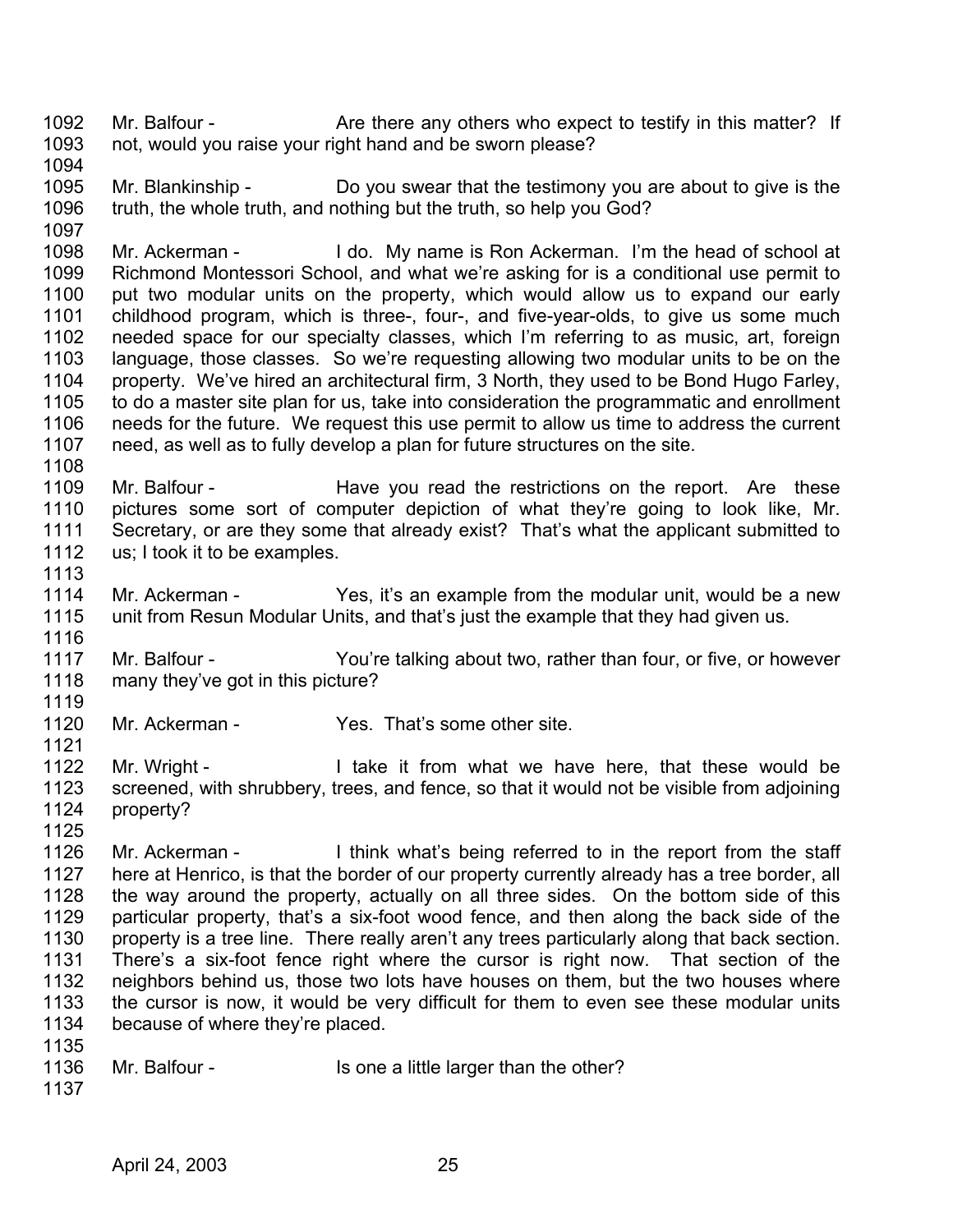1092 Mr. Balfour - Are there any others who expect to testify in this matter? If
1093 not, would you raise your right hand and be sworn please?
1094
1095 Mr. Blankinship - Do you swear that the testimony you are about to give is the
1096 truth, the whole truth, and nothing but the truth, so help you God?
1097
1098 Mr. Ackerman - I do. My name is Ron Ackerman. I'm the head of school at
1099 Richmond Montessori School, and what we're asking for is a conditional use permit to
1100 put two modular units on the property, which would allow us to expand our early
1101 childhood program, which is three-, four-, and five-year-olds, to give us some much
1102 needed space for our specialty classes, which I'm referring to as music, art, foreign
1103 language, those classes. So we're requesting allowing two modular units to be on the
1104 property. We've hired an architectural firm, 3 North, they used to be Bond Hugo Farley,
1105 to do a master site plan for us, take into consideration the programmatic and enrollment
1106 needs for the future. We request this use permit to allow us time to address the current
1107 need, as well as to fully develop a plan for future structures on the site.
1108
1109 Mr. Balfour - Have you read the restrictions on the report. Are these
1110 pictures some sort of computer depiction of what they're going to look like, Mr.
1111 Secretary, or are they some that already exist? That's what the applicant submitted to
1112 us; I took it to be examples.
1113
1114 Mr. Ackerman - Yes, it's an example from the modular unit, would be a new
1115 unit from Resun Modular Units, and that's just the example that they had given us.
1116
1117 Mr. Balfour - You're talking about two, rather than four, or five, or however
1118 many they've got in this picture?
1119
1120 Mr. Ackerman - Yes. That's some other site.
1121
1122 Mr. Wright - I take it from what we have here, that these would be
1123 screened, with shrubbery, trees, and fence, so that it would not be visible from adjoining
1124 property?
1125
1126 Mr. Ackerman - I think what's being referred to in the report from the staff
1127 here at Henrico, is that the border of our property currently already has a tree border, all
1128 the way around the property, actually on all three sides. On the bottom side of this
1129 particular property, that's a six-foot wood fence, and then along the back side of the
1130 property is a tree line. There really aren't any trees particularly along that back section.
1131 There's a six-foot fence right where the cursor is right now. That section of the
1132 neighbors behind us, those two lots have houses on them, but the two houses where
1133 the cursor is now, it would be very difficult for them to even see these modular units
1134 because of where they're placed.
1135
1136 Mr. Balfour - Is one a little larger than the other?
1137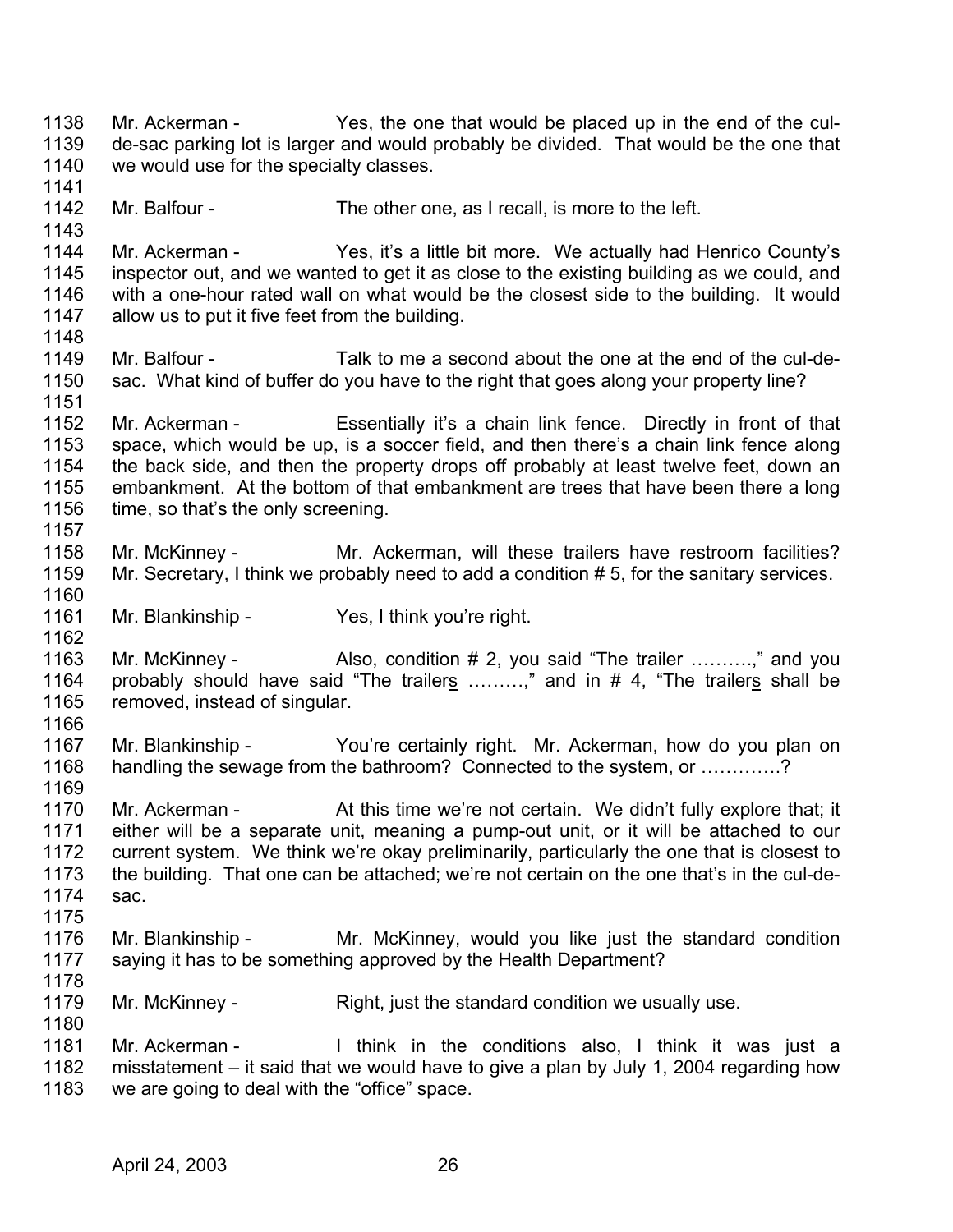Mr. Ackerman - Yes, the one that would be placed up in the end of the cul-de-sac parking lot is larger and would probably be divided. That would be the one that we would use for the specialty classes.

Mr. Balfour - The other one, as I recall, is more to the left.

Mr. Ackerman - Yes, it's a little bit more. We actually had Henrico County's inspector out, and we wanted to get it as close to the existing building as we could, and with a one-hour rated wall on what would be the closest side to the building. It would allow us to put it five feet from the building.

Mr. Balfour - Talk to me a second about the one at the end of the cul-de-sac. What kind of buffer do you have to the right that goes along your property line?

Mr. Ackerman - Essentially it's a chain link fence. Directly in front of that space, which would be up, is a soccer field, and then there's a chain link fence along the back side, and then the property drops off probably at least twelve feet, down an embankment. At the bottom of that embankment are trees that have been there a long time, so that's the only screening.

Mr. McKinney - Mr. Ackerman, will these trailers have restroom facilities? Mr. Secretary, I think we probably need to add a condition # 5, for the sanitary services.

Mr. Blankinship - Yes, I think you're right.

Mr. McKinney - Also, condition # 2, you said "The trailer ……….," and you probably should have said "The trailer<u>s</u> ………," and in # 4, "The trailer<u>s</u> shall be removed, instead of singular.

Mr. Blankinship - You're certainly right. Mr. Ackerman, how do you plan on handling the sewage from the bathroom? Connected to the system, or ………….?

Mr. Ackerman - At this time we're not certain. We didn't fully explore that; it either will be a separate unit, meaning a pump-out unit, or it will be attached to our current system. We think we're okay preliminarily, particularly the one that is closest to the building. That one can be attached; we're not certain on the one that's in the cul-de-sac.

Mr. Blankinship - Mr. McKinney, would you like just the standard condition saying it has to be something approved by the Health Department?

Mr. McKinney - Right, just the standard condition we usually use.

Mr. Ackerman - I think in the conditions also, I think it was just a misstatement – it said that we would have to give a plan by July 1, 2004 regarding how we are going to deal with the "office" space.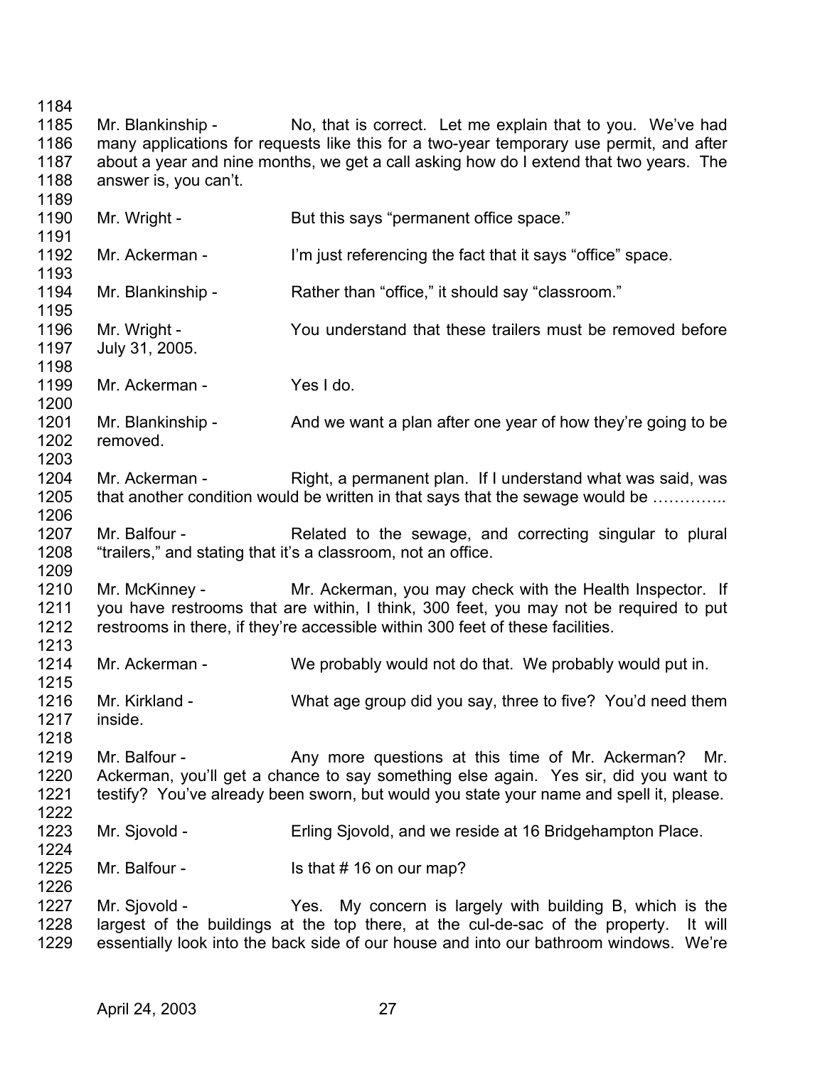Mr. Blankinship - No, that is correct. Let me explain that to you. We've had many applications for requests like this for a two-year temporary use permit, and after about a year and nine months, we get a call asking how do I extend that two years. The answer is, you can't.

Mr. Wright - But this says "permanent office space."

Mr. Ackerman - I'm just referencing the fact that it says "office" space.

Mr. Blankinship - Rather than "office," it should say "classroom."

Mr. Wright - You understand that these trailers must be removed before July 31, 2005.

Mr. Ackerman - Yes I do.

Mr. Blankinship - And we want a plan after one year of how they're going to be removed.

Mr. Ackerman - Right, a permanent plan. If I understand what was said, was that another condition would be written in that says that the sewage would be …………..

Mr. Balfour - Related to the sewage, and correcting singular to plural "trailers," and stating that it's a classroom, not an office.

Mr. McKinney - Mr. Ackerman, you may check with the Health Inspector. If you have restrooms that are within, I think, 300 feet, you may not be required to put restrooms in there, if they're accessible within 300 feet of these facilities.

Mr. Ackerman - We probably would not do that. We probably would put in.

Mr. Kirkland - What age group did you say, three to five? You'd need them inside.

Mr. Balfour - Any more questions at this time of Mr. Ackerman? Mr. Ackerman, you'll get a chance to say something else again. Yes sir, did you want to testify? You've already been sworn, but would you state your name and spell it, please.

Mr. Sjovold - Erling Sjovold, and we reside at 16 Bridgehampton Place.

Mr. Balfour - Is that # 16 on our map?

Mr. Sjovold - Yes. My concern is largely with building B, which is the largest of the buildings at the top there, at the cul-de-sac of the property. It will essentially look into the back side of our house and into our bathroom windows. We're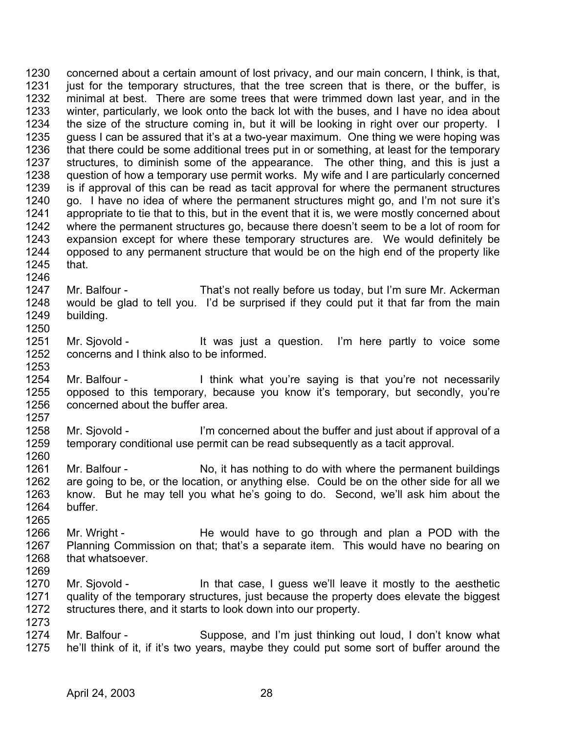1230 concerned about a certain amount of lost privacy, and our main concern, I think, is that,
1231 just for the temporary structures, that the tree screen that is there, or the buffer, is
1232 minimal at best. There are some trees that were trimmed down last year, and in the
1233 winter, particularly, we look onto the back lot with the buses, and I have no idea about
1234 the size of the structure coming in, but it will be looking in right over our property. I
1235 guess I can be assured that it's at a two-year maximum. One thing we were hoping was
1236 that there could be some additional trees put in or something, at least for the temporary
1237 structures, to diminish some of the appearance. The other thing, and this is just a
1238 question of how a temporary use permit works. My wife and I are particularly concerned
1239 is if approval of this can be read as tacit approval for where the permanent structures
1240 go. I have no idea of where the permanent structures might go, and I'm not sure it's
1241 appropriate to tie that to this, but in the event that it is, we were mostly concerned about
1242 where the permanent structures go, because there doesn't seem to be a lot of room for
1243 expansion except for where these temporary structures are. We would definitely be
1244 opposed to any permanent structure that would be on the high end of the property like
1245 that.
1246
1247 Mr. Balfour - That's not really before us today, but I'm sure Mr. Ackerman
1248 would be glad to tell you. I'd be surprised if they could put it that far from the main
1249 building.
1250
1251 Mr. Sjovold - It was just a question. I'm here partly to voice some
1252 concerns and I think also to be informed.
1253
1254 Mr. Balfour - I think what you're saying is that you're not necessarily
1255 opposed to this temporary, because you know it's temporary, but secondly, you're
1256 concerned about the buffer area.
1257
1258 Mr. Sjovold - I'm concerned about the buffer and just about if approval of a
1259 temporary conditional use permit can be read subsequently as a tacit approval.
1260
1261 Mr. Balfour - No, it has nothing to do with where the permanent buildings
1262 are going to be, or the location, or anything else. Could be on the other side for all we
1263 know. But he may tell you what he's going to do. Second, we'll ask him about the
1264 buffer.
1265
1266 Mr. Wright - He would have to go through and plan a POD with the
1267 Planning Commission on that; that's a separate item. This would have no bearing on
1268 that whatsoever.
1269
1270 Mr. Sjovold - In that case, I guess we'll leave it mostly to the aesthetic
1271 quality of the temporary structures, just because the property does elevate the biggest
1272 structures there, and it starts to look down into our property.
1273
1274 Mr. Balfour - Suppose, and I'm just thinking out loud, I don't know what
1275 he'll think of it, if it's two years, maybe they could put some sort of buffer around the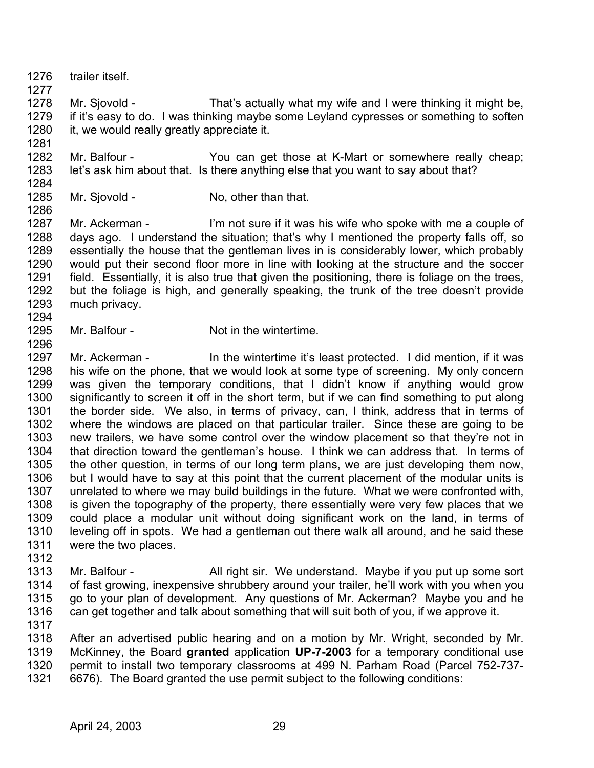trailer itself.

Mr. Sjovold - That's actually what my wife and I were thinking it might be, if it's easy to do. I was thinking maybe some Leyland cypresses or something to soften it, we would really greatly appreciate it.

Mr. Balfour - You can get those at K-Mart or somewhere really cheap; let's ask him about that. Is there anything else that you want to say about that?

Mr. Sjovold - No, other than that.

Mr. Ackerman - I'm not sure if it was his wife who spoke with me a couple of days ago. I understand the situation; that's why I mentioned the property falls off, so essentially the house that the gentleman lives in is considerably lower, which probably would put their second floor more in line with looking at the structure and the soccer field. Essentially, it is also true that given the positioning, there is foliage on the trees, but the foliage is high, and generally speaking, the trunk of the tree doesn't provide much privacy.

Mr. Balfour - Not in the wintertime.

Mr. Ackerman - In the wintertime it's least protected. I did mention, if it was his wife on the phone, that we would look at some type of screening. My only concern was given the temporary conditions, that I didn't know if anything would grow significantly to screen it off in the short term, but if we can find something to put along the border side. We also, in terms of privacy, can, I think, address that in terms of where the windows are placed on that particular trailer. Since these are going to be new trailers, we have some control over the window placement so that they're not in that direction toward the gentleman's house. I think we can address that. In terms of the other question, in terms of our long term plans, we are just developing them now, but I would have to say at this point that the current placement of the modular units is unrelated to where we may build buildings in the future. What we were confronted with, is given the topography of the property, there essentially were very few places that we could place a modular unit without doing significant work on the land, in terms of leveling off in spots. We had a gentleman out there walk all around, and he said these were the two places.

Mr. Balfour - All right sir. We understand. Maybe if you put up some sort of fast growing, inexpensive shrubbery around your trailer, he'll work with you when you go to your plan of development. Any questions of Mr. Ackerman? Maybe you and he can get together and talk about something that will suit both of you, if we approve it.

After an advertised public hearing and on a motion by Mr. Wright, seconded by Mr. McKinney, the Board **granted** application **UP-7-2003** for a temporary conditional use permit to install two temporary classrooms at 499 N. Parham Road (Parcel 752-737-6676). The Board granted the use permit subject to the following conditions: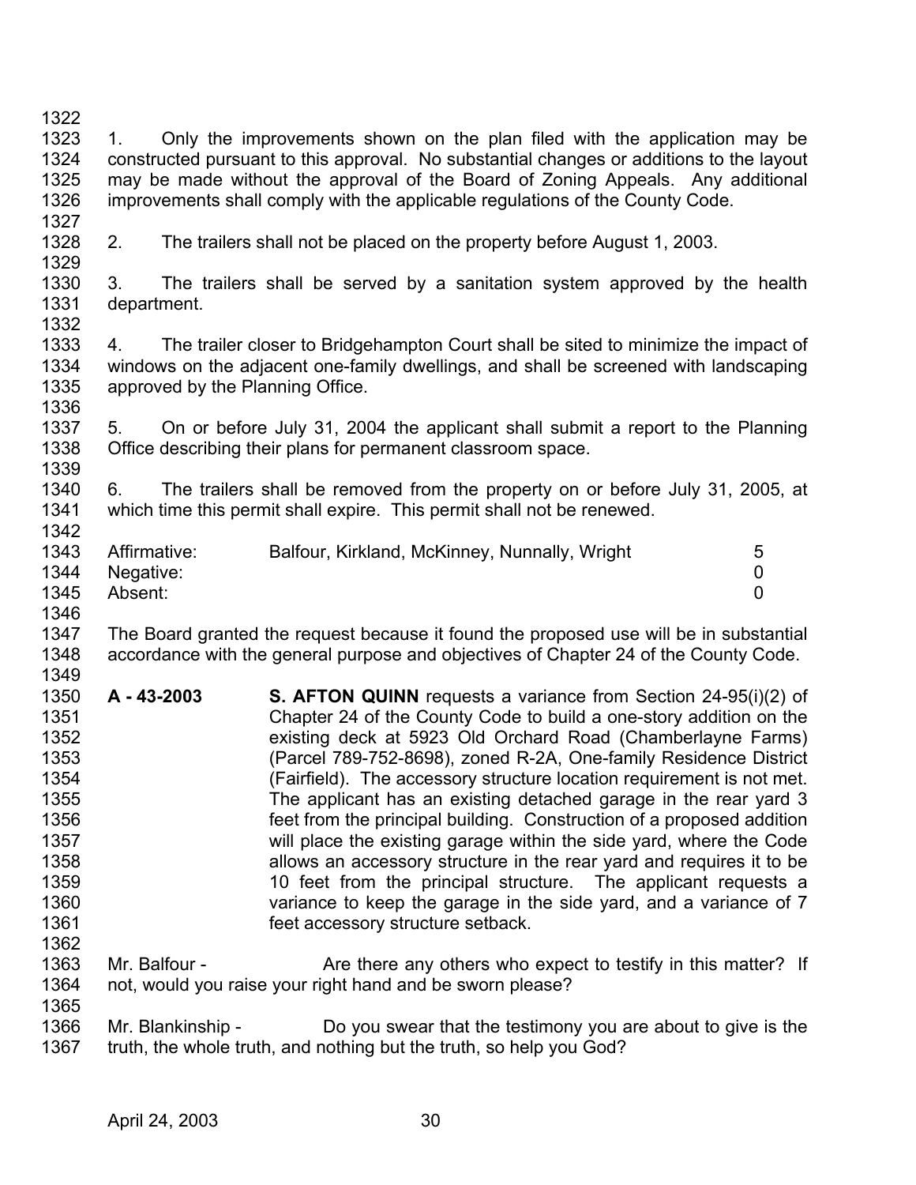1. Only the improvements shown on the plan filed with the application may be constructed pursuant to this approval. No substantial changes or additions to the layout may be made without the approval of the Board of Zoning Appeals. Any additional improvements shall comply with the applicable regulations of the County Code.

2. The trailers shall not be placed on the property before August 1, 2003.

3. The trailers shall be served by a sanitation system approved by the health department.

4. The trailer closer to Bridgehampton Court shall be sited to minimize the impact of windows on the adjacent one-family dwellings, and shall be screened with landscaping approved by the Planning Office.

5. On or before July 31, 2004 the applicant shall submit a report to the Planning Office describing their plans for permanent classroom space.

6. The trailers shall be removed from the property on or before July 31, 2005, at which time this permit shall expire. This permit shall not be renewed.

| | | |
|---|---|---|
| Affirmative: | Balfour, Kirkland, McKinney, Nunnally, Wright | 5 |
| Negative: | | 0 |
| Absent: | | 0 |

The Board granted the request because it found the proposed use will be in substantial accordance with the general purpose and objectives of Chapter 24 of the County Code.

**A - 43-2003** **S. AFTON QUINN** requests a variance from Section 24-95(i)(2) of Chapter 24 of the County Code to build a one-story addition on the existing deck at 5923 Old Orchard Road (Chamberlayne Farms) (Parcel 789-752-8698), zoned R-2A, One-family Residence District (Fairfield). The accessory structure location requirement is not met. The applicant has an existing detached garage in the rear yard 3 feet from the principal building. Construction of a proposed addition will place the existing garage within the side yard, where the Code allows an accessory structure in the rear yard and requires it to be 10 feet from the principal structure. The applicant requests a variance to keep the garage in the side yard, and a variance of 7 feet accessory structure setback.

Mr. Balfour - Are there any others who expect to testify in this matter? If not, would you raise your right hand and be sworn please?

Mr. Blankinship - Do you swear that the testimony you are about to give is the truth, the whole truth, and nothing but the truth, so help you God?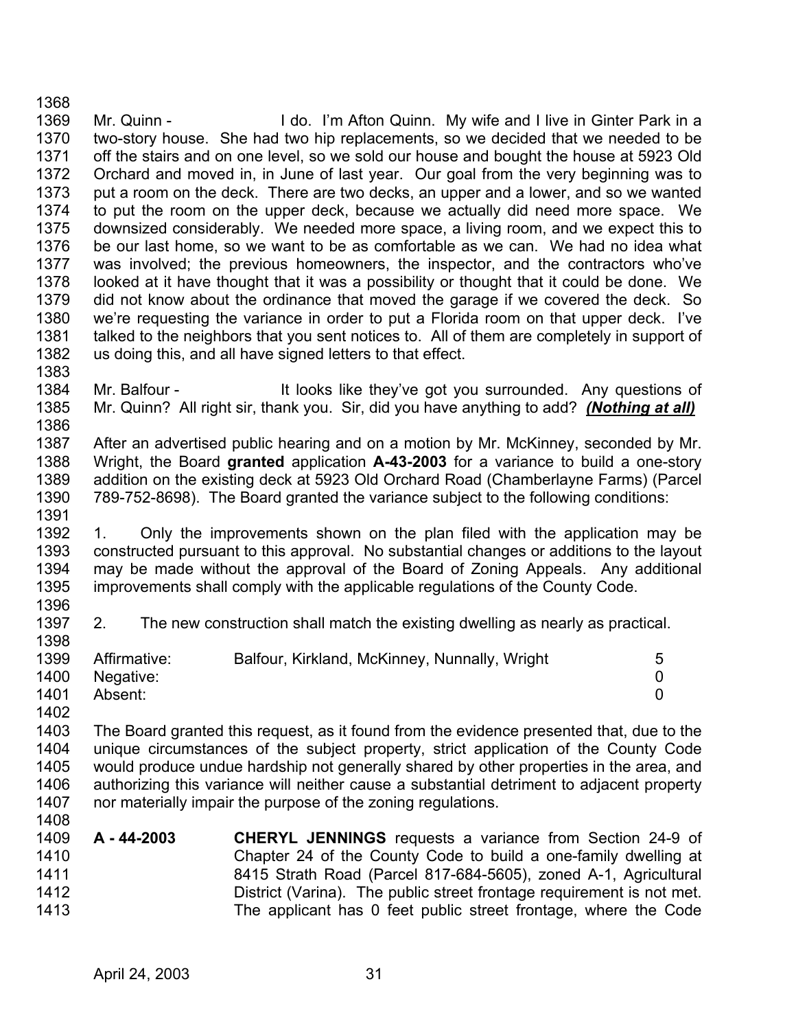Mr. Quinn - I do. I'm Afton Quinn. My wife and I live in Ginter Park in a two-story house. She had two hip replacements, so we decided that we needed to be off the stairs and on one level, so we sold our house and bought the house at 5923 Old Orchard and moved in, in June of last year. Our goal from the very beginning was to put a room on the deck. There are two decks, an upper and a lower, and so we wanted to put the room on the upper deck, because we actually did need more space. We downsized considerably. We needed more space, a living room, and we expect this to be our last home, so we want to be as comfortable as we can. We had no idea what was involved; the previous homeowners, the inspector, and the contractors who've looked at it have thought that it was a possibility or thought that it could be done. We did not know about the ordinance that moved the garage if we covered the deck. So we're requesting the variance in order to put a Florida room on that upper deck. I've talked to the neighbors that you sent notices to. All of them are completely in support of us doing this, and all have signed letters to that effect.

Mr. Balfour - It looks like they've got you surrounded. Any questions of Mr. Quinn? All right sir, thank you. Sir, did you have anything to add? ***(Nothing at all)***

After an advertised public hearing and on a motion by Mr. McKinney, seconded by Mr. Wright, the Board **granted** application **A-43-2003** for a variance to build a one-story addition on the existing deck at 5923 Old Orchard Road (Chamberlayne Farms) (Parcel 789-752-8698). The Board granted the variance subject to the following conditions:

1. Only the improvements shown on the plan filed with the application may be constructed pursuant to this approval. No substantial changes or additions to the layout may be made without the approval of the Board of Zoning Appeals. Any additional improvements shall comply with the applicable regulations of the County Code.

2. The new construction shall match the existing dwelling as nearly as practical.

| | | |
|---|---|---|
| Affirmative: | Balfour, Kirkland, McKinney, Nunnally, Wright | 5 |
| Negative: | | 0 |
| Absent: | | 0 |

The Board granted this request, as it found from the evidence presented that, due to the unique circumstances of the subject property, strict application of the County Code would produce undue hardship not generally shared by other properties in the area, and authorizing this variance will neither cause a substantial detriment to adjacent property nor materially impair the purpose of the zoning regulations.

**A - 44-2003** **CHERYL JENNINGS** requests a variance from Section 24-9 of Chapter 24 of the County Code to build a one-family dwelling at 8415 Strath Road (Parcel 817-684-5605), zoned A-1, Agricultural District (Varina). The public street frontage requirement is not met. The applicant has 0 feet public street frontage, where the Code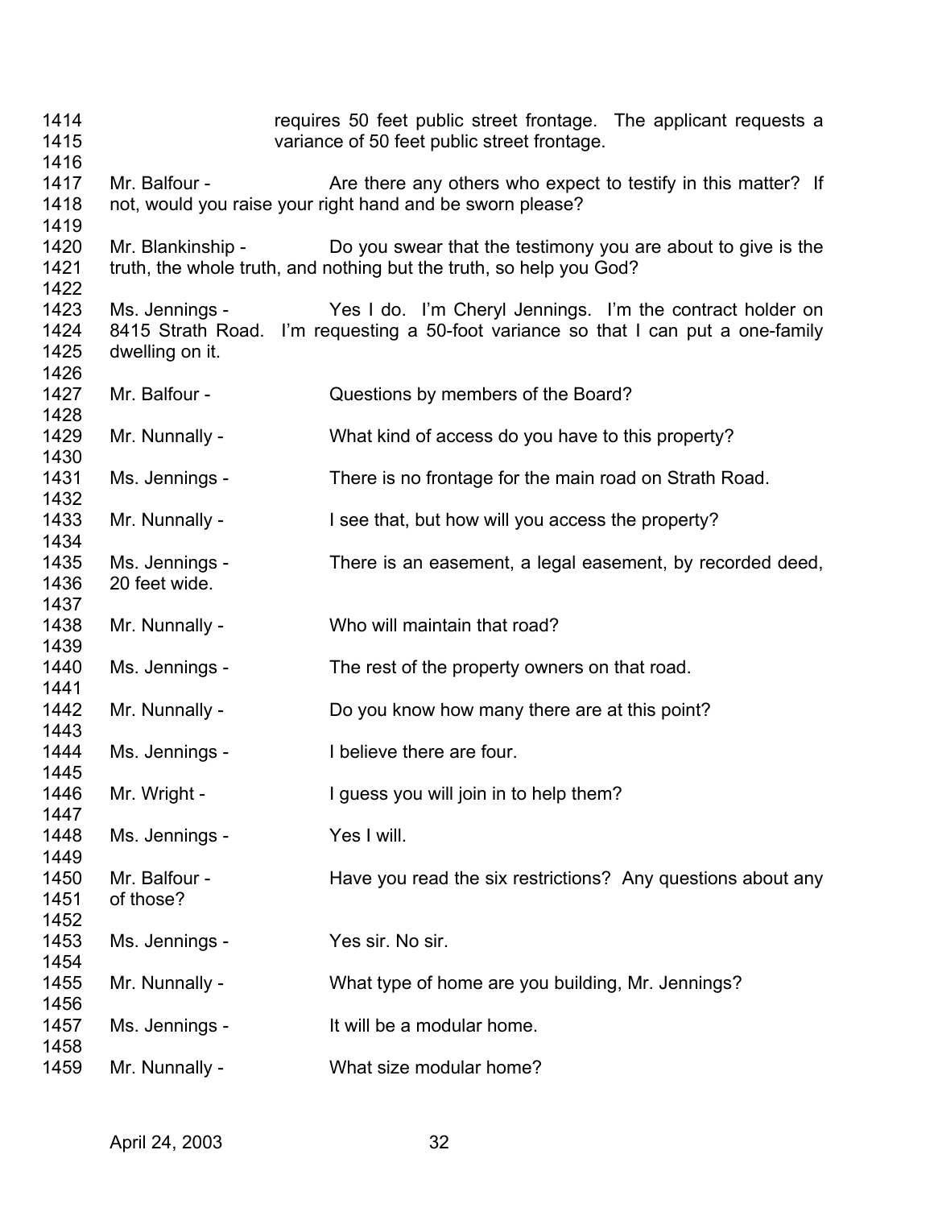1414 requires 50 feet public street frontage. The applicant requests a
1415 variance of 50 feet public street frontage.
1416
1417 Mr. Balfour - Are there any others who expect to testify in this matter? If
1418 not, would you raise your right hand and be sworn please?
1419
1420 Mr. Blankinship - Do you swear that the testimony you are about to give is the
1421 truth, the whole truth, and nothing but the truth, so help you God?
1422
1423 Ms. Jennings - Yes I do. I'm Cheryl Jennings. I'm the contract holder on
1424 8415 Strath Road. I'm requesting a 50-foot variance so that I can put a one-family
1425 dwelling on it.
1426
1427 Mr. Balfour - Questions by members of the Board?
1428
1429 Mr. Nunnally - What kind of access do you have to this property?
1430
1431 Ms. Jennings - There is no frontage for the main road on Strath Road.
1432
1433 Mr. Nunnally - I see that, but how will you access the property?
1434
1435 Ms. Jennings - There is an easement, a legal easement, by recorded deed,
1436 20 feet wide.
1437
1438 Mr. Nunnally - Who will maintain that road?
1439
1440 Ms. Jennings - The rest of the property owners on that road.
1441
1442 Mr. Nunnally - Do you know how many there are at this point?
1443
1444 Ms. Jennings - I believe there are four.
1445
1446 Mr. Wright - I guess you will join in to help them?
1447
1448 Ms. Jennings - Yes I will.
1449
1450 Mr. Balfour - Have you read the six restrictions? Any questions about any
1451 of those?
1452
1453 Ms. Jennings - Yes sir. No sir.
1454
1455 Mr. Nunnally - What type of home are you building, Mr. Jennings?
1456
1457 Ms. Jennings - It will be a modular home.
1458
1459 Mr. Nunnally - What size modular home?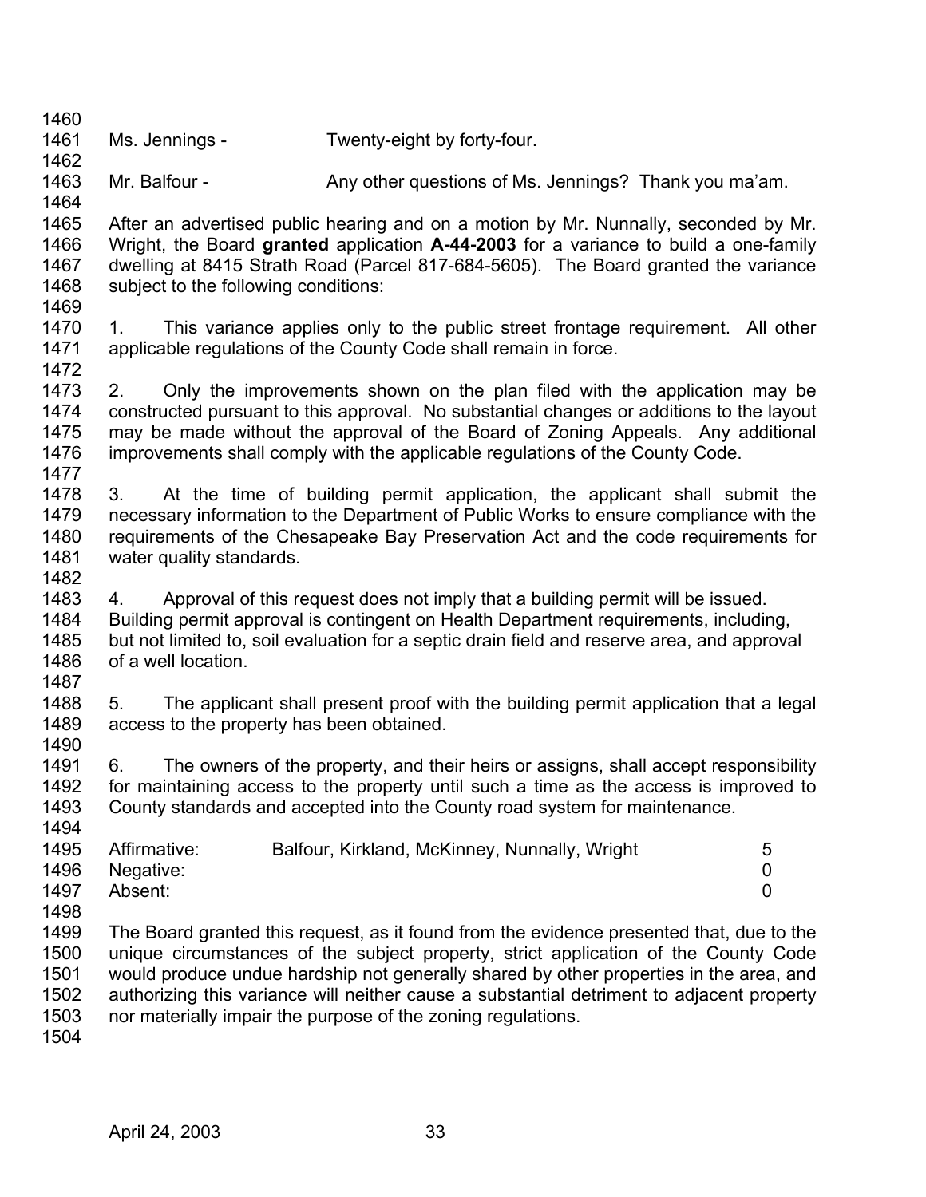Ms. Jennings - Twenty-eight by forty-four.

Mr. Balfour - Any other questions of Ms. Jennings? Thank you ma'am.

After an advertised public hearing and on a motion by Mr. Nunnally, seconded by Mr. Wright, the Board **granted** application **A-44-2003** for a variance to build a one-family dwelling at 8415 Strath Road (Parcel 817-684-5605). The Board granted the variance subject to the following conditions:

1. This variance applies only to the public street frontage requirement. All other applicable regulations of the County Code shall remain in force.

2. Only the improvements shown on the plan filed with the application may be constructed pursuant to this approval. No substantial changes or additions to the layout may be made without the approval of the Board of Zoning Appeals. Any additional improvements shall comply with the applicable regulations of the County Code.

3. At the time of building permit application, the applicant shall submit the necessary information to the Department of Public Works to ensure compliance with the requirements of the Chesapeake Bay Preservation Act and the code requirements for water quality standards.

4. Approval of this request does not imply that a building permit will be issued. Building permit approval is contingent on Health Department requirements, including, but not limited to, soil evaluation for a septic drain field and reserve area, and approval of a well location.

5. The applicant shall present proof with the building permit application that a legal access to the property has been obtained.

6. The owners of the property, and their heirs or assigns, shall accept responsibility for maintaining access to the property until such a time as the access is improved to County standards and accepted into the County road system for maintenance.

| | | |
|---|---|---|
| Affirmative: | Balfour, Kirkland, McKinney, Nunnally, Wright | 5 |
| Negative: | | 0 |
| Absent: | | 0 |

The Board granted this request, as it found from the evidence presented that, due to the unique circumstances of the subject property, strict application of the County Code would produce undue hardship not generally shared by other properties in the area, and authorizing this variance will neither cause a substantial detriment to adjacent property nor materially impair the purpose of the zoning regulations.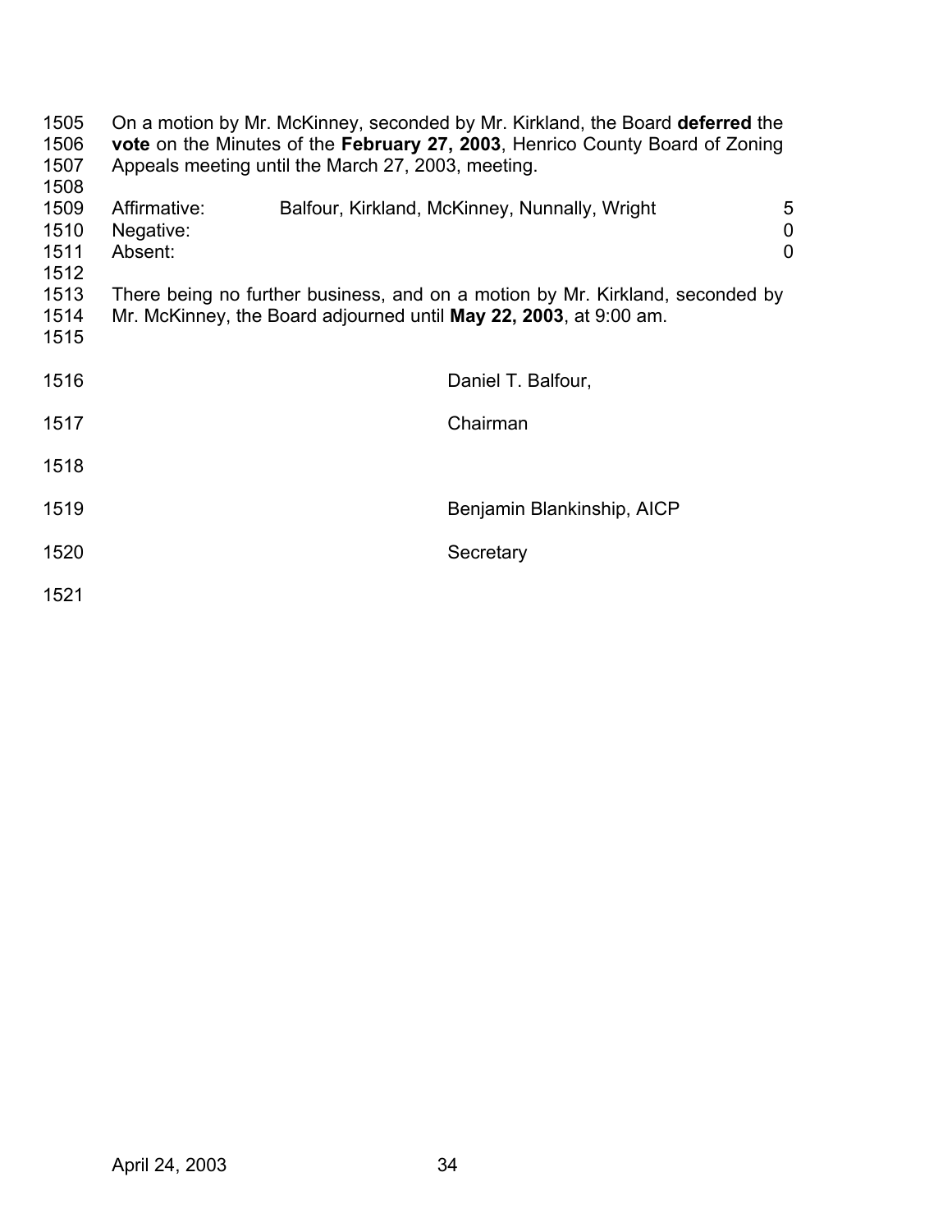On a motion by Mr. McKinney, seconded by Mr. Kirkland, the Board **deferred** the **vote** on the Minutes of the **February 27, 2003**, Henrico County Board of Zoning Appeals meeting until the March 27, 2003, meeting.

| | | |
|---|---|---|
| Affirmative: | Balfour, Kirkland, McKinney, Nunnally, Wright | 5 |
| Negative: | | 0 |
| Absent: | | 0 |

There being no further business, and on a motion by Mr. Kirkland, seconded by Mr. McKinney, the Board adjourned until **May 22, 2003**, at 9:00 am.

Daniel T. Balfour,

Chairman

Benjamin Blankinship, AICP

Secretary